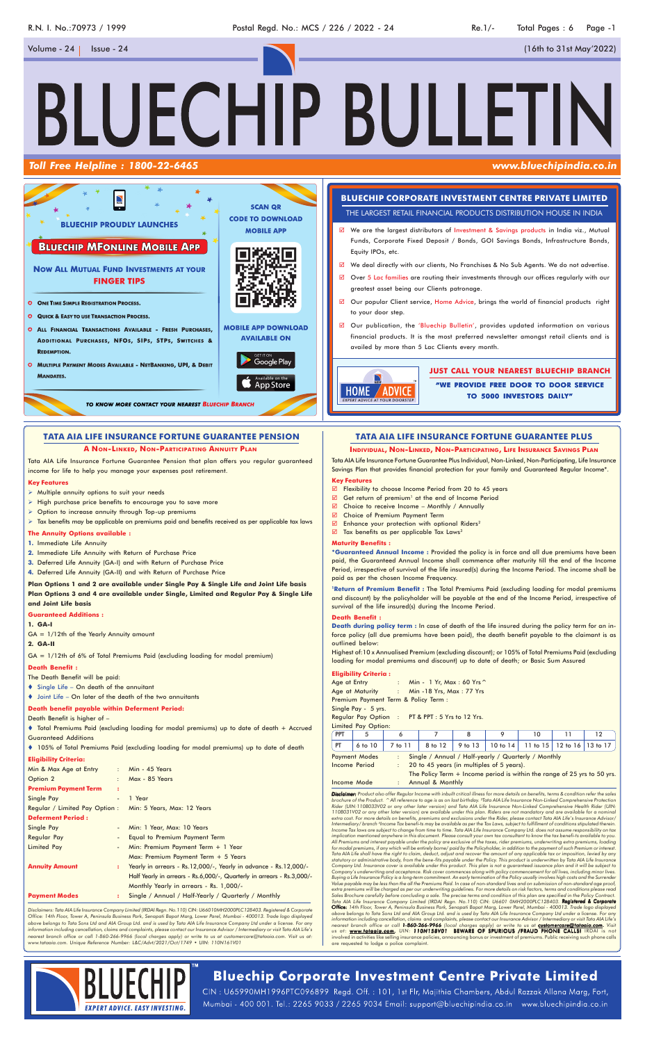R.N. I. No.:70973 / 1999 | Postal Regd. No.: MCS / 226 / 2022 - 24 | Re.1/-

Volume - 24 | Issue - 24 | (16th to 31st May'2022)

# BLUECHIP BULLETIN

**Toll Free Helpline : 1800-22-6465** | **www.bluechipindia.co.in**

## BLUECHIP PROUDLY LAUNCHES

### BLUECHIP MFONLINE MOBILE APP

**NOW ALL MUTUAL FUND INVESTMENTS AT YOUR FINGER TIPS**

- ONE TIME SIMPLE REGISTRATION PROCESS.
- QUICK & EASY TO USE TRANSACTION PROCESS.
- ALL FINANCIAL TRANSACTIONS AVAILABLE - FRESH PURCHASES, ADDITIONAL PURCHASES, NFOS, SIPS, STPS, SWITCHES & REDEMPTION.
- MULTIPLE PAYMENT MODES AVAILABLE - NETBANKING, UPI, & DEBIT MANDATES.

SCAN QR CODE TO DOWNLOAD MOBILE APP

MOBILE APP DOWNLOAD AVAILABLE ON

GET IT ON Google Play

Available on the App Store

*TO KNOW MORE CONTACT YOUR NEAREST BLUECHIP BRANCH*

## BLUECHIP CORPORATE INVESTMENT CENTRE PRIVATE LIMITED

THE LARGEST RETAIL FINANCIAL PRODUCTS DISTRIBUTION HOUSE IN INDIA

- We are the largest distributors of Investment & Savings products in India viz., Mutual Funds, Corporate Fixed Deposit / Bonds, GOI Savings Bonds, Infrastructure Bonds, Equity IPOs, etc.
- We deal directly with our clients, No Franchises & No Sub Agents. We do not advertise.
- Over 5 Lac families are routing their investments through our offices regularly with our greatest asset being our Clients patronage.
- Our popular Client service, Home Advice, brings the world of financial products right to your door step.
- Our publication, the 'Bluechip Bulletin', provides updated information on various financial products. It is the most preferred newsletter amongst retail clients and is availed by more than 5 Lac Clients every month.

HOME ADVICE — EXPERT ADVICE AT YOUR DOORSTEP

**JUST CALL YOUR NEAREST BLUECHIP BRANCH**

**"WE PROVIDE FREE DOOR TO DOOR SERVICE TO 5000 INVESTORS DAILY"**

## TATA AIA LIFE INSURANCE FORTUNE GUARANTEE PENSION

### A NON-LINKED, NON-PARTICIPATING ANNUITY PLAN

Tata AIA Life Insurance Fortune Guarantee Pension that plan offers you regular guaranteed income for life to help you manage your expenses post retirement.

**Key Features**

- Multiple annuity options to suit your needs
- High purchase price benefits to encourage you to save more
- Option to increase annuity through Top-up premiums
- Tax benefits may be applicable on premiums paid and benefits received as per applicable tax laws

**The Annuity Options available :**

1. Immediate Life Annuity
2. Immediate Life Annuity with Return of Purchase Price
3. Deferred Life Annuity (GA-I) and with Return of Purchase Price
4. Deferred Life Annuity (GA-II) and with Return of Purchase Price

**Plan Options 1 and 2 are available under Single Pay & Single Life and Joint Life basis**

**Plan Options 3 and 4 are available under Single, Limited and Regular Pay & Single Life and Joint Life basis**

**Guaranteed Additions :**

**1. GA-I**

GA = 1/12th of the Yearly Annuity amount

**2. GA-II**

GA = 1/12th of 6% of Total Premiums Paid (excluding loading for modal premium)

**Death Benefit :**

The Death Benefit will be paid:

- Single Life – On death of the annuitant
- Joint Life – On later of the death of the two annuitants

**Death benefit payable within Deferment Period:**

Death Benefit is higher of –

- Total Premiums Paid (excluding loading for modal premiums) up to date of death + Accrued Guaranteed Additions
- 105% of Total Premiums Paid (excluding loading for modal premiums) up to date of death

**Eligibility Criteria:**

| | | |
|---|---|---|
| Min & Max Age at Entry | : | Min - 45 Years |
| Option 2 | : | Max - 85 Years |
| **Premium Payment Term** | : | |
| Single Pay | - | 1 Year |
| Regular / Limited Pay Option : | | Min: 5 Years, Max: 12 Years |
| **Deferment Period :** | | |
| Single Pay | - | Min: 1 Year, Max: 10 Years |
| Regular Pay | - | Equal to Premium Payment Term |
| Limited Pay | - | Min: Premium Payment Term + 1 Year<br>Max: Premium Payment Term + 5 Years |
| **Annuity Amount** | : | Yearly in arrears - Rs.12,000/-, Yearly in advance - Rs.12,000/-<br>Half Yearly in arrears - Rs.6,000/-, Quarterly in arrears - Rs.3,000/-<br>Monthly Yearly in arrears - Rs. 1,000/- |
| **Payment Modes** | : | Single / Annual / Half-yearly / Quarterly / Monthly |

*Disclaimers: Tata AIA Life Insurance Company Limited (IRDAI Regn. No.110) CIN: U66010MH2000PLC128403. Registered & Corporate Office: 14th Floor, Tower A, Peninsula Business Park, Senapati Bapat Marg, Lower Parel, Mumbai - 400013. Trade logo displayed above belongs to Tata Sons Ltd and AIA Group Ltd. and is used by Tata AIA Life Insurance Company Ltd under a license. For any information including cancellation, claims and complaints, please contact our Insurance Advisor / Intermediary or visit Tata AIA Life's nearest branch office or call 1-860-266-9966 (local charges apply) or write to us at customercare@tataaia.com. Visit us at: www.tataaia.com. Unique Reference Number: L&C/Advt/2021/Oct/1749 • UIN: 110N161V01*

## TATA AIA LIFE INSURANCE FORTUNE GUARANTEE PLUS

### INDIVIDUAL, NON-LINKED, NON-PARTICIPATING, LIFE INSURANCE SAVINGS PLAN

Tata AIA Life Insurance Fortune Guarantee Plus Individual, Non-Linked, Non-Participating, Life Insurance Savings Plan that provides financial protection for your family and Guaranteed Regular Income*.

**Key Features**

- Flexibility to choose Income Period from 20 to 45 years
- Get return of premium[1] at the end of Income Period
- Choice to receive Income – Monthly / Annually
- Choice of Premium Payment Term
- Enhance your protection with optional Riders[2]
- Tax benefits as per applicable Tax Laws[3]

**Maturity Benefits :**

***Guaranteed Annual Income** : Provided the policy is in force and all due premiums have been paid, the Guaranteed Annual Income shall commence after maturity till the end of the Income Period, irrespective of survival of the life insured(s) during the Income Period. The income shall be paid as per the chosen Income Frequency.

**[1]Return of Premium Benefit** : The Total Premiums Paid (excluding loading for modal premiums and discount) by the policyholder will be payable at the end of the Income Period, irrespective of survival of the life insured(s) during the Income Period.

**Death Benefit :**

**Death during policy term** : In case of death of the life insured during the policy term for an in-force policy (all due premiums have been paid), the death benefit payable to the claimant is as outlined below:

Highest of:10 x Annualised Premium (excluding discount); or 105% of Total Premiums Paid (excluding loading for modal premiums and discount) up to date of death; or Basic Sum Assured

**Eligibility Criteria :**

Age at Entry : Min - 1 Yr, Max : 60 Yrs ^

Age at Maturity : Min -18 Yrs, Max : 77 Yrs

Premium Payment Term & Policy Term :

Single Pay - 5 yrs.

Regular Pay Option : PT & PPT : 5 Yrs to 12 Yrs.

Limited Pay Option:

| PPT | 5 | 6 | 7 | 8 | 9 | 10 | 11 | 12 |
|---|---|---|---|---|---|---|---|---|
| PT | 6 to 10 | 7 to 11 | 8 to 12 | 9 to 13 | 10 to 14 | 11 to 15 | 12 to 16 | 13 to 17 |

Payment Modes : Single / Annual / Half-yearly / Quarterly / Monthly

Income Period : 20 to 45 years (in multiples of 5 years).
The Policy Term + Income period is within the range of 25 yrs to 50 yrs.

Income Mode : Annual & Monthly

*Disclaimer: Product also offer Regular Income with inbuilt critical illness for more details on benefits, terms & condition refer the sales brochure of the Product. ^ All reference to age is as on last birthday. [2]Tata AIA Life Insurance Non-Linked Comprehensive Protection Rider (UIN: 110B033V02 or any other later version) and Tata AIA Life Insurance Non-Linked Comprehensive Health Rider (UIN: 110B031V02 or any other later version) are available under this plan. Riders are not mandatory and are available for a nominal extra cost. For more details on benefits, premiums and exclusions under the Rider, please contact Tata AIA Life's Insurance Advisor/ Intermediary/ branch [3]Income Tax benefits may be available as per the Tax Laws, subject to fulfillment of conditions stipulated therein. Income Tax laws are subject to change from time to time. Tata AIA Life Insurance Company Ltd. does not assume responsibility on tax implication mentioned anywhere in this document. Please consult your own tax consultant to know the tax benefits available to you. All Premiums and interest payable under the policy are exclusive of the taxes, rider premiums, underwriting extra premiums, loading for modal premiums, if any which will be entirely borne/ paid by the Policyholder, in addition to the payment of such Premium or interest. Tata AIA Life shall have the right to claim, deduct, adjust and recover the amount of any applicable tax or imposition, levied by any statutory or administrative body, from the bene-fits payable under the Policy. This product is underwritten by Tata AIA Life Insurance Company Ltd. Insurance cover is available under this product. This plan is not a guaranteed issuance plan and it will be subject to Company's underwriting and acceptance. Risk cover commences along with policy commencement for all lives, including minor lives. Buying a Life Insurance Policy is a long-term commitment. An early termination of the Policy usually involves high costs and the Surrender Value payable may be less than the all the Premiums Paid. In case of non-standard lives and on submission of non-standard age proof, extra premiums will be charged as per our underwriting guidelines. For more details on risk factors, terms and conditions please read Sales Brochure carefully before concluding a sale. The precise terms and condition of this plan are specified in the Policy Contract. Tata AIA Life Insurance Company Limited (IRDAI Regn. No.110) CIN: U6601 0MH2000PLC128403. **Registered & Corporate Office:** 14th Floor, Tower A, Peninsula Business Park, Senapati Bapat Marg, Lower Parel, Mumbai - 400013. Trade logo displayed above belongs to Tata Sons Ltd and AIA Group Ltd. and is used by Tata AIA Life Insurance Company Ltd under a license. For any information including cancellation, claims and complaints, please contact our Insurance Advisor / Intermediary or visit Tata AIA Life's nearest branch office or call **1-860-266-9966** (local charges apply) or write to us at **customercare@tataaia.com**. Visit us at: **www.tataaia.com**. UIN: **110N158V01 BEWARE OF SPURIOUS /FRAUD PHONE CALLS!** IRDAI is not involved in activities like selling insurance policies, announcing bonus or investment of premiums. Public receiving such phone calls are requested to lodge a police complaint.*

BLUECHIP™ EXPERT ADVICE. EASY INVESTING.

## Bluechip Corporate Investment Centre Private Limited

CIN : U65990MH1996PTC096899 Regd. Off. : 101, 1st Flr, Majithia Chambers, Abdul Razzak Allana Marg, Fort, Mumbai - 400 001. Tel.: 2265 9033 / 2265 9034 Email: support@bluechipindia.co.in www.bluechipindia.co.in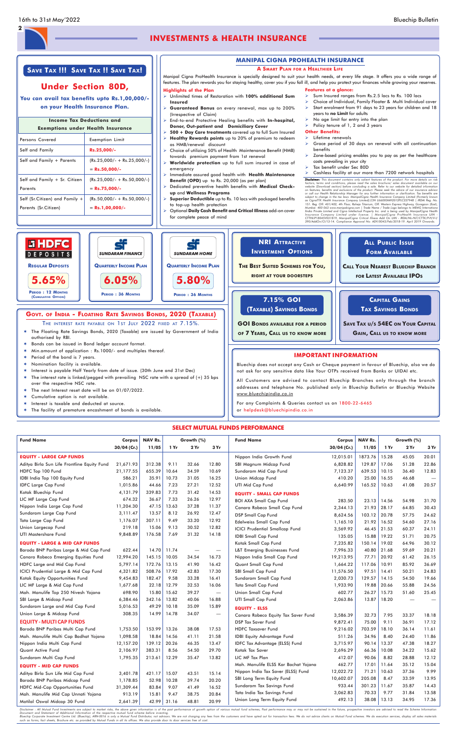# INVESTMENTS & HEALTH INSURANCE

## SAVE TAX !!! SAVE TAX !! SAVE TAX!

## Under Section 80D,

**You can avail tax benefits upto Rs.1,00,000/- on your Health Insurance Plan.**

| Income Tax Deductions and Exemptions under Health Insurance | |
|---|---|
| Persons Covered | Exemption Limit |
| Self and Family | Rs.25,000/- |
| Self and Family + Parents | (Rs.25,000/- + Rs.25,000/-) = Rs.50,000/- |
| Self and Family + Sr. Citizen Parents | (Rs.25,000/- + Rs.50,000/-) = Rs.75,000/- |
| Self (Sr.Citizen) and Family + Parents (Sr.Citizen) | (Rs.50,000/- + Rs.50,000/-) = Rs.1,00,000/- |

## MANIPAL CIGNA PROHEALTH INSURANCE

### A SMART PLAN FOR A HEALTHIER LIFE

Manipal Cigna ProHealth Insurance is specially designed to suit your health needs, at every life stage. It offers you a wide range of features. The plan rewards you for staying healthy, cover you if you fall ill, and help you protect your finances while growing your reserves.

**Highlights of the Plan**

- Unlimited times of Restoration with **100% additional Sum Insured**
- **Guaranteed Bonus** on every renewal, max up to 200% (Irrespective of Claim)
- End-to-end Protective Healing benefits with **In-hospital, Donor, Out-patient and Domiciliary Cover**
- **500 + Day Care treatments** covered up to full Sum Insured
- **Healthy Rewards points** up to 20% of premium to redeem as HMB/renewal discount
- Choice of utilizing 50% of Health Maintenance Benefit (HMB) towards premium payment from 1st renewal
- **Worldwide protection** up to full sum insured in case of emergency
- Immediate assured good health with **Health Maintenance Benefit (OPD)** up to Rs. 20,000 (as per plan)
- Dedicated preventive health benefits with **Medical Check-up** and **Wellness Programs**
- **Superior Deductible** up to Rs. 10 lacs with packaged benefits to top-up health protection
- Optional **Daily Cash Benefit and Critical Illness** add-on cover for complete peace of mind

**Features at a glance:**

- Sum Insured ranges from Rs.2.5 lacs to Rs. 100 lacs
- Choice of Individual, Family Floater & Multi Individual cover
- Start enrolment from 91 days to 23 years for children and 18 years to **no Limit** for adults
- No age limit for entry into the plan
- Policy tenure of 1, 2 and 3 years

**Other Benefits:**

- Lifetime renewals
- Grace period of 30 days on renewal with all continuation benefits
- Zone-based pricing enables you to pay as per the healthcare costs prevailing in your city
- Tax benefit under Sec 80D
- Cashless facility at our more than 7200 network hospitals

*Disclaimer: This document contains only salient features of the product. For more details on risk factors, terms and conditions, please read the sales brochure/ sales document available on our website (Download section) before concluding a sale. Refer to our website for detailed information on features, benefits and exclusions of the product. Please seek the advice of our insurance advisor or call our Health Relationship Manager for any further information or clarification. Tax benefits are subject to change in the tax laws. ManipalCigna Health Insurance Company Limited (Formerly known as CignaTTK Health Insurance Company Limited) (CIN U66000MH2012PLC227948 | IRDAI Reg. No. 151. Reg. Off: 401/402, 4th Floor, Raheja Titanium, Off. Western Express Highway, Goregaon (East), Mumbai- 400 063 www.manipalcigna.com | Trade Name / Trade Logo belongs to MEMG International India Private Limited and Cigna Intellectual Property Inc. and is being used by ManipalCigna Health Insurance Company Limited under license. | ManipalCigna ProHealth Insurance UIN - CTTHLIP18045V031819, ManipalCigna Critical Illness Add On UIN - IRDA/NL-HLT/CTTK/P-H/V-I/390/AddOn/CI/13-14. Compliance Approval No: ADV/0043/Feb/2018-19. April 2019 Onwards.*

**HDFC DEPOSITS** — REGULAR DEPOSITS — **5.65%** — PERIOD : 12 MONTHS (CUMULATIVE OPTION)

**SUNDARAM FINANCE** — QUARTERLY INCOME PLAN — **6.05%** — PERIOD : 36 MONTHS

**SUNDARAM HOME** — QUARTERLY INCOME PLAN — **5.80%** — PERIOD : 36 MONTHS

**NRI ATTRACTIVE INVESTMENT OPTIONS**

THE BEST SUITED SCHEMES FOR YOU, RIGHT AT YOUR DOORSTEPS

**ALL PUBLIC ISSUE FORM AVAILABLE**

CALL YOUR NEAREST BLUECHIP BRANCH FOR LATEST AVAILABLE IPOS

**7.15% GOI (TAXABLE) SAVINGS BONDS**

GOI BONDS AVAILABLE FOR A PERIOD OF 7 YEARS, CALL US TO KNOW MORE

**CAPITAL GAINS TAX SAVINGS BONDS**

SAVE TAX U/S 54EC ON YOUR CAPITAL GAIN, CALL US TO KNOW MORE

## GOVT. OF INDIA - FLOATING RATE SAVINGS BONDS, 2020 (TAXABLE)

THE INTEREST RATE PAYABLE ON 1ST JULY 2022 FIXED AT 7.15%.

* The Floating Rate Savings Bonds, 2020 (Taxable) are issued by Government of India authorised by RBI.
* Bonds can be issued in Bond ledger account format.
* Min.amount of application : Rs.1000/- and multiples thereof.
* Period of the bond is 7 years.
* Nomination facility is available.
* Interest is payable Half Yearly from date of issue. (30th June and 31st Dec)
* The interest rate is linked/pegged with prevailing NSC rate with a spread of (+) 35 bps over the respective NSC rate.
* The next Interest reset date will be on 01/07/2022.
* Cumulative option is not available.
* Interest is taxable and deducted at source.
* The facility of premature encashment of bonds is available.

## IMPORTANT INFORMATION

Bluechip does not accept any Cash or Cheque payment in favour of Bluechip, also we do not ask for any sensitive data like Your OTPs received from Banks or UIDAI etc.

All Customers are advised to contact Bluechip Branches only through the branch addresses and telephone No. published only in Bluechip Bulletin or Bluechip Website www.bluechipindia.co.in

For any Complaints & Queries contact us on 1800-22-6465 or helpdesk@bluechipindia.co.in

## SELECT MUTUAL FUNDS PERFORMANCE

| Fund Name | Corpus 30/04 (Cr.) | NAV Rs. 11/05 | Growth (%) 1 Yr | 2 Yr | 3 Yr |
|---|---|---|---|---|---|
| **EQUITY - LARGE CAP FUNDS** | | | | | |
| Aditya Birla Sun Life Frontline Equity Fund | 21,671.93 | 312.38 | 9.11 | 32.66 | 12.80 |
| HDFC Top 100 Fund | 21,177.55 | 655.39 | 10.64 | 34.59 | 10.69 |
| IDBI India Top 100 Equity Fund | 586.21 | 35.91 | 10.73 | 31.05 | 16.25 |
| IDFC Large Cap Fund | 1,015.86 | 44.66 | 7.23 | 27.21 | 12.52 |
| Kotak Bluechip Fund | 4,131.79 | 339.83 | 7.73 | 31.42 | 14.53 |
| LIC MF Large Cap Fund | 674.32 | 36.67 | 7.33 | 26.26 | 12.97 |
| Nippon India Large Cap Fund | 11,204.30 | 47.15 | 13.63 | 37.28 | 11.37 |
| Sundaram Large Cap Fund | 3,111.47 | 13.57 | 8.12 | 26.92 | 12.47 |
| Tata Large Cap Fund | 1,176.07 | 307.11 | 9.49 | 33.20 | 12.92 |
| Union Largecap Fund | 219.18 | 15.06 | 9.13 | 30.52 | 12.82 |
| UTI Mastershare Fund | 9,848.89 | 176.58 | 7.69 | 31.32 | 14.18 |
| **EQUITY - LARGE & MID CAP FUNDS** | | | | | |
| Baroda BNP Paribas Large & Mid Cap Fund | 622.44 | 14.70 | 11.74 | — | — |
| Canara Robeco Emerging Equities Fund | 12,994.20 | 145.15 | 10.05 | 34.54 | 16.73 |
| HDFC Large and Mid Cap Fund | 5,797.14 | 172.76 | 13.15 | 41.90 | 16.42 |
| ICICI Prudential Large & Mid Cap Fund | 4,321.82 | 508.76 | 17.92 | 42.83 | 17.30 |
| Kotak Equity Opportunities Fund | 9,454.83 | 182.47 | 9.58 | 33.28 | 16.41 |
| LIC MF Large & Mid Cap Fund | 1,677.68 | 22.18 | 12.79 | 32.53 | 16.06 |
| Mah. Manulife Top 250 Nivesh Yojana | 698.90 | 15.80 | 15.62 | 39.27 | — |
| SBI Large & Midcap Fund | 6,384.46 | 342.16 | 13.82 | 40.06 | 16.88 |
| Sundaram Large and Mid Cap Fund | 5,016.53 | 49.29 | 10.18 | 35.09 | 15.89 |
| Union Large & Midcap Fund | 308.35 | 14.99 | 14.78 | 34.07 | — |
| **EQUITY - MULTI CAP FUNDS** | | | | | |
| Baroda BNP Paribas Multi Cap Fund | 1,753.50 | 153.99 | 13.26 | 38.08 | 17.53 |
| Mah. Manulife Multi Cap Badhat Yojana | 1,098.58 | 18.84 | 14.56 | 41.11 | 21.58 |
| Nippon India Multi Cap Fund | 12,157.20 | 139.12 | 20.26 | 46.35 | 13.47 |
| Quant Active Fund | 2,106.97 | 383.31 | 8.56 | 54.50 | 29.70 |
| Sundaram Multi Cap Fund | 1,795.35 | 213.61 | 12.29 | 35.47 | 13.82 |
| **EQUITY - MID CAP FUNDS** | | | | | |
| Aditya Birla Sun Life Mid Cap Fund | 3,401.78 | 421.17 | 15.07 | 43.51 | 15.14 |
| Baroda BNP Paribas Midcap Fund | 1,178.85 | 52.98 | 10.28 | 39.74 | 20.20 |
| HDFC Mid-Cap Opportunities Fund | 31,309.44 | 83.84 | 9.07 | 41.49 | 16.52 |
| Mah. Manulife Mid Cap Unnati Yojana | 913.19 | 15.81 | 9.47 | 38.75 | 20.84 |
| Motilal Oswal Midcap 30 Fund | 2,641.39 | 42.99 | 31.16 | 48.81 | 20.99 |
| Nippon India Growth Fund | 12,015.01 | 1873.76 | 15.28 | 45.05 | 20.01 |
| SBI Magnum Midcap Fund | 6,828.82 | 129.87 | 17.06 | 51.28 | 22.86 |
| Sundaram Mid Cap Fund | 7,123.37 | 639.53 | 10.15 | 36.40 | 12.83 |
| Union Midcap Fund | 410.20 | 25.00 | 16.55 | 46.68 | — |
| UTI Mid Cap Fund | 6,640.99 | 165.52 | 10.63 | 41.08 | 20.57 |
| **EQUITY - SMALL CAP FUNDS** | | | | | |
| BOI AXA Small Cap Fund | 283.50 | 23.13 | 14.56 | 54.98 | 31.70 |
| Canara Robeco Small Cap Fund | 2,344.13 | 21.93 | 28.17 | 64.85 | 30.43 |
| DSP Small Cap Fund | 8,624.56 | 103.12 | 20.78 | 57.75 | 24.62 |
| Edelweiss Small Cap Fund | 1,165.10 | 21.92 | 16.52 | 54.60 | 27.16 |
| ICICI Prudential Smallcap Fund | 3,569.92 | 46.45 | 21.53 | 60.37 | 24.11 |
| IDBI Small Cap Fund | 135.05 | 15.88 | 19.22 | 51.71 | 20.75 |
| Kotak Small Cap Fund | 7,235.82 | 150.14 | 19.02 | 64.96 | 30.12 |
| L&T Emerging Businesses Fund | 7,996.33 | 40.80 | 21.68 | 59.69 | 20.21 |
| Nippon India Small Cap Fund | 19,213.95 | 77.71 | 20.92 | 61.42 | 26.15 |
| Quant Small Cap Fund | 1,664.22 | 117.06 | 10.91 | 85.92 | 36.69 |
| SBI Small Cap Fund | 11,576.50 | 97.51 | 14.41 | 50.21 | 24.83 |
| Sundaram Small Cap Fund | 2,030.73 | 129.57 | 14.15 | 54.50 | 19.66 |
| Tata Small Cap Fund | 1,933.90 | 19.88 | 20.66 | 55.88 | 24.56 |
| Union Small Cap Fund | 602.77 | 26.27 | 15.73 | 51.60 | 25.45 |
| UTI Small Cap Fund | 2,063.86 | 13.87 | 18.20 | — | — |
| **EQUITY - ELSS** | | | | | |
| Canara Robeco Equity Tax Saver Fund | 3,586.39 | 32.73 | 7.95 | 33.37 | 18.18 |
| DSP Tax Saver Fund | 9,872.41 | 75.00 | 9.11 | 36.91 | 17.12 |
| HDFC Taxsaver Fund | 9,216.02 | 703.59 | 18.10 | 36.14 | 11.61 |
| IDBI Equity Advantage Fund | 511.26 | 34.96 | 8.40 | 24.40 | 11.86 |
| IDFC Tax Advantage (ELSS) Fund | 3,715.97 | 90.14 | 13.37 | 47.38 | 18.27 |
| Kotak Tax Saver | 2,696.29 | 66.36 | 10.08 | 34.22 | 15.62 |
| LIC MF Tax Plan | 412.07 | 90.06 | 8.82 | 28.88 | 12.12 |
| Mah. Manulife ELSS Kar Bachat Yojana | 462.77 | 17.01 | 11.64 | 35.12 | 15.04 |
| Nippon India Tax Saver (ELSS) Fund | 12,022.72 | 71.21 | 10.63 | 37.36 | 9.99 |
| SBI Long Term Equity Fund | 10,602.07 | 205.08 | 8.47 | 33.59 | 13.95 |
| Sundaram Tax Savings Fund | 933.44 | 301.23 | 11.67 | 35.87 | 14.43 |
| Tata India Tax Savings Fund | 3,062.83 | 70.33 | 9.77 | 31.84 | 13.58 |
| Union Long Term Equity Fund | 492.13 | 38.08 | 13.13 | 34.95 | 17.36 |

*Disclaimer : All Mutual Fund Investments are subject to market risks, the above given information is of the past performance of growth option of various mutual fund schemes, Past performance may or may not be sustained in the future, prospective investors are advised to read the Scheme Information Document and Statement of Additional Information of the respective mutual fund scheme before investing.*
*Bluechip Corporate Investment Centre Ltd. (Bluechip), ARN-0016 is only a Mutual Fund Distributor, not advisors. We are not charging any fees from the customers and have opted out for transaction fees. We do not advice clients on Mutual Fund schemes. We do execution services, display all sales materials such as forms, fact sheets, Brochure etc. as provided by Mutual Funds in all its offices. We also provide door to door services free of cost.*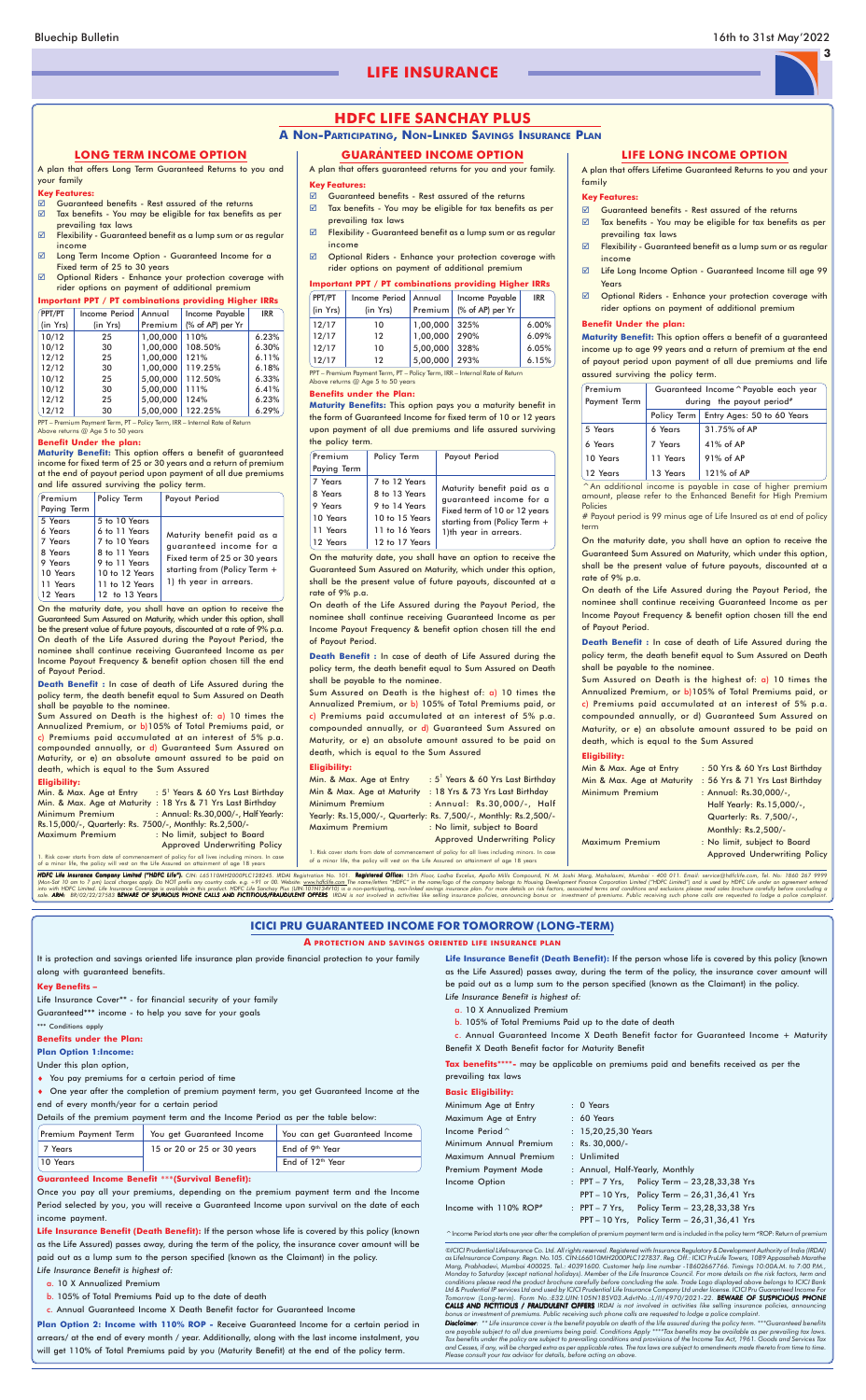# LIFE INSURANCE

## HDFC LIFE SANCHAY PLUS

### A Non-Participating, Non-Linked Savings Insurance Plan

### LONG TERM INCOME OPTION

A plan that offers Long Term Guaranteed Returns to you and your family

**Key Features:**

- ☑ Guaranteed benefits - Rest assured of the returns
- ☑ Tax benefits - You may be eligible for tax benefits as per prevailing tax laws
- ☑ Flexibility - Guaranteed benefit as a lump sum or as regular income
- ☑ Long Term Income Option - Guaranteed Income for a Fixed term of 25 to 30 years
- ☑ Optional Riders - Enhance your protection coverage with rider options on payment of additional premium

**Important PPT / PT combinations providing Higher IRRs**

| PPT/PT (in Yrs) | Income Period (in Yrs) | Annual Premium | Income Payable (% of AP) per Yr | IRR |
|---|---|---|---|---|
| 10/12 | 25 | 1,00,000 | 110% | 6.23% |
| 10/12 | 30 | 1,00,000 | 108.50% | 6.30% |
| 12/12 | 25 | 1,00,000 | 121% | 6.11% |
| 12/12 | 30 | 1,00,000 | 119.25% | 6.18% |
| 10/12 | 25 | 5,00,000 | 112.50% | 6.33% |
| 10/12 | 30 | 5,00,000 | 111% | 6.41% |
| 12/12 | 25 | 5,00,000 | 124% | 6.23% |
| 12/12 | 30 | 5,00,000 | 122.25% | 6.29% |

PPT – Premium Payment Term, PT – Policy Term, IRR – Internal Rate of Return
Above returns @ Age 5 to 50 years

**Benefit Under the plan:**

**Maturity Benefit:** This option offers a benefit of guaranteed income for fixed term of 25 or 30 years and a return of premium at the end of payout period upon payment of all due premiums and life assured surviving the policy term.

| Premium Paying Term | Policy Term | Payout Period |
|---|---|---|
| 5 Years | 5 to 10 Years | Maturity benefit paid as a guaranteed income for a Fixed term of 25 or 30 years starting from (Policy Term + 1) th year in arrears. |
| 6 Years | 6 to 11 Years | |
| 7 Years | 7 to 10 Years | |
| 8 Years | 8 to 11 Years | |
| 9 Years | 9 to 11 Years | |
| 10 Years | 10 to 12 Years | |
| 11 Years | 11 to 12 Years | |
| 12 Years | 12 to 13 Years | |

On the maturity date, you shall have an option to receive the Guaranteed Sum Assured on Maturity, which under this option, shall be the present value of future payouts, discounted at a rate of 9% p.a.

On death of the Life Assured during the Payout Period, the nominee shall continue receiving Guaranteed Income as per Income Payout Frequency & benefit option chosen till the end of Payout Period.

**Death Benefit :** In case of death of Life Assured during the policy term, the death benefit equal to Sum Assured on Death shall be payable to the nominee.

Sum Assured on Death is the highest of: a) 10 times the Annualized Premium, or b)105% of Total Premiums paid, or c) Premiums paid accumulated at an interest of 5% p.a. compounded annually, or d) Guaranteed Sum Assured on Maturity, or e) an absolute amount assured to be paid on death, which is equal to the Sum Assured

**Eligibility:**

Min. & Max. Age at Entry : 5[1] Years & 60 Yrs Last Birthday
Min. & Max. Age at Maturity : 18 Yrs & 71 Yrs Last Birthday
Minimum Premium : Annual: Rs.30,000/-, Half Yearly: Rs.15,000/-, Quarterly: Rs. 7500/-, Monthly: Rs.2,500/-
Maximum Premium : No limit, subject to Board Approved Underwriting Policy

1. Risk cover starts from date of commencement of policy for all lives including minors. In case of a minor life, the policy will vest on the Life Assured on attainment of age 18 years

### GUARANTEED INCOME OPTION

A plan that offers guaranteed returns for you and your family.

**Key Features:**

- ☑ Guaranteed benefits - Rest assured of the returns
- ☑ Tax benefits - You may be eligible for tax benefits as per prevailing tax laws
- ☑ Flexibility - Guaranteed benefit as a lump sum or as regular income
- ☑ Optional Riders - Enhance your protection coverage with rider options on payment of additional premium

**Important PPT / PT combinations providing Higher IRRs**

| PPT/PT (in Yrs) | Income Period (in Yrs) | Annual Premium | Income Payable (% of AP) per Yr | IRR |
|---|---|---|---|---|
| 12/17 | 10 | 1,00,000 | 325% | 6.00% |
| 12/17 | 12 | 1,00,000 | 290% | 6.09% |
| 12/17 | 10 | 5,00,000 | 328% | 6.05% |
| 12/17 | 12 | 5,00,000 | 293% | 6.15% |

PPT – Premium Payment Term, PT – Policy Term, IRR – Internal Rate of Return
Above returns @ Age 5 to 50 years

**Benefits under the Plan:**

**Maturity Benefits:** This option pays you a maturity benefit in the form of Guaranteed Income for fixed term of 10 or 12 years upon payment of all due premiums and life assured surviving the policy term.

| Premium Paying Term | Policy Term | Payout Period |
|---|---|---|
| 7 Years | 7 to 12 Years | Maturity benefit paid as a guaranteed income for a Fixed term of 10 or 12 years starting from (Policy Term + 1)th year in arrears. |
| 8 Years | 8 to 13 Years | |
| 9 Years | 9 to 14 Years | |
| 10 Years | 10 to 15 Years | |
| 11 Years | 11 to 16 Years | |
| 12 Years | 12 to 17 Years | |

On the maturity date, you shall have an option to receive the Guaranteed Sum Assured on Maturity, which under this option, shall be the present value of future payouts, discounted at a rate of 9% p.a.

On death of the Life Assured during the Payout Period, the nominee shall continue receiving Guaranteed Income as per Income Payout Frequency & benefit option chosen till the end of Payout Period.

**Death Benefit :** In case of death of Life Assured during the policy term, the death benefit equal to Sum Assured on Death shall be payable to the nominee.

Sum Assured on Death is the highest of: a) 10 times the Annualized Premium, or b) 105% of Total Premiums paid, or c) Premiums paid accumulated at an interest of 5% p.a. compounded annually, or d) Guaranteed Sum Assured on Maturity, or e) an absolute amount assured to be paid on death, which is equal to the Sum Assured

**Eligibility:**

Min. & Max. Age at Entry : 5[1] Years & 60 Yrs Last Birthday
Min & Max Age at Maturity : 18 Yrs & 73 Yrs Last Birthday
Minimum Premium : Annual: Rs.30,000/-, Half Yearly: Rs.15,000/-, Quarterly: Rs. 7,500/-, Monthly: Rs.2,500/-
Maximum Premium : No limit, subject to Board Approved Underwriting Policy

1. Risk cover starts from date of commencement of policy for all lives including minors. In case of a minor life, the policy will vest on the Life Assured on attainment of age 18 years

### LIFE LONG INCOME OPTION

A plan that offers Lifetime Guaranteed Returns to you and your family

**Key Features:**

- ☑ Guaranteed benefits - Rest assured of the returns
- ☑ Tax benefits - You may be eligible for tax benefits as per prevailing tax laws
- ☑ Flexibility - Guaranteed benefit as a lump sum or as regular income
- ☑ Life Long Income Option - Guaranteed Income till age 99 Years
- ☑ Optional Riders - Enhance your protection coverage with rider options on payment of additional premium

**Benefit Under the plan:**

**Maturity Benefit:** This option offers a benefit of a guaranteed income up to age 99 years and a return of premium at the end of payout period upon payment of all due premiums and life assured surviving the policy term.

| Premium Payment Term | Guaranteed Income^ Payable each year during the payout period# | |
|---|---|---|
| | Policy Term | Entry Age: 50 to 60 Years |
| 5 Years | 6 Years | 31.75% of AP |
| 6 Years | 7 Years | 41% of AP |
| 10 Years | 11 Years | 91% of AP |
| 12 Years | 13 Years | 121% of AP |

^An additional income is payable in case of higher premium amount, please refer to the Enhanced Benefit for High Premium Policies

\# Payout period is 99 minus age of Life Insured as at end of policy term

On the maturity date, you shall have an option to receive the Guaranteed Sum Assured on Maturity, which under this option, shall be the present value of future payouts, discounted at a rate of 9% p.a.

On death of the Life Assured during the Payout Period, the nominee shall continue receiving Guaranteed Income as per Income Payout Frequency & benefit option chosen till the end of Payout Period.

**Death Benefit :** In case of death of Life Assured during the policy term, the death benefit equal to Sum Assured on Death shall be payable to the nominee.

Sum Assured on Death is the highest of: a) 10 times the Annualized Premium, or b)105% of Total Premiums paid, or c) Premiums paid accumulated at an interest of 5% p.a. compounded annually, or d) Guaranteed Sum Assured on Maturity, or e) an absolute amount assured to be paid on death, which is equal to the Sum Assured

**Eligibility:**

Min & Max Age at Entry : 50 Yrs & 60 Yrs Last Birthday
Min & Max Age at Maturity : 56 Yrs & 71 Yrs Last Birthday
Minimum Premium : Annual: Rs.30,000/-, Half Yearly: Rs.15,000/-, Quarterly: Rs. 7,500/-, Monthly: Rs.2,500/-
Maximum Premium : No limit, subject to Board Approved Underwriting Policy

*HDFC Life Insurance Company Limited ("HDFC Life"). CIN: L65110MH2000PLC128245. IRDAI Registration No. 101. **Registered Office:** 13th Floor, Lodha Excelus, Apollo Mills Compound, N. M. Joshi Marg, Mahalaxmi, Mumbai - 400 011. Email: service@hdfclife.com, Tel. No. 1860 267 9999 (Mon-Sat 10 am to 7 pm) Local charges apply. Do NOT prefix any country code. e.g. +91 or 00. Website: www.hdfclife.com The name/letters "HDFC" in the name/logo of the company belongs to Housing Development Finance Corporation Limited ("HDFC Limited") and is used by HDFC Life under an agreement entered into with HDFC Limited. Life Insurance Coverage is available in this product. HDFC Life Sanchay Plus (UIN-101N134V10) is a non-participating, non-linked savings insurance plan. For more details on risk factors, associated terms and conditions and exclusions please read sales brochure carefully before concluding a sale. **ARN:** BR/02/22/27583 **BEWARE OF SPURIOUS PHONE CALLS AND FICTITIOUS/FRAUDULENT OFFERS**. IRDAI is not involved in activities like selling insurance policies, announcing bonus or investment of premiums. Public receiving such phone calls are requested to lodge a police complaint.*

---

## ICICI PRU GUARANTEED INCOME FOR TOMORROW (LONG-TERM)

### A protection and savings oriented life insurance plan

It is protection and savings oriented life insurance plan provide financial protection to your family along with guaranteed benefits.

**Key Benefits –**

Life Insurance Cover** - for financial security of your family
Guaranteed*** income - to help you save for your goals
*** Conditions apply

**Benefits under the Plan:**

**Plan Option 1:Income:**

Under this plan option,

- You pay premiums for a certain period of time
- One year after the completion of premium payment term, you get Guaranteed Income at the end of every month/year for a certain period

Details of the premium payment term and the Income Period as per the table below:

| Premium Payment Term | You get Guaranteed Income | You can get Guaranteed Income |
|---|---|---|
| 7 Years | 15 or 20 or 25 or 30 years | End of 9th Year |
| 10 Years | | End of 12th Year |

**Guaranteed Income Benefit \*\*\*(Survival Benefit):**

Once you pay all your premiums, depending on the premium payment term and the Income Period selected by you, you will receive a Guaranteed Income upon survival on the date of each income payment.

**Life Insurance Benefit (Death Benefit):** If the person whose life is covered by this policy (known as the Life Assured) passes away, during the term of the policy, the insurance cover amount will be paid out as a lump sum to the person specified (known as the Claimant) in the policy.

*Life Insurance Benefit is highest of:*

a. 10 X Annualized Premium
b. 105% of Total Premiums Paid up to the date of death
c. Annual Guaranteed Income X Death Benefit factor for Guaranteed Income

**Plan Option 2: Income with 110% ROP -** Receive Guaranteed Income for a certain period in arrears/ at the end of every month / year. Additionally, along with the last income instalment, you will get 110% of Total Premiums paid by you (Maturity Benefit) at the end of the policy term.

**Life Insurance Benefit (Death Benefit):** If the person whose life is covered by this policy (known as the Life Assured) passes away, during the term of the policy, the insurance cover amount will be paid out as a lump sum to the person specified (known as the Claimant) in the policy.

*Life Insurance Benefit is highest of:*

a. 10 X Annualized Premium
b. 105% of Total Premiums Paid up to the date of death
c. Annual Guaranteed Income X Death Benefit factor for Guaranteed Income + Maturity Benefit X Death Benefit factor for Maturity Benefit

**Tax benefits\*\*\*\*-** may be applicable on premiums paid and benefits received as per the prevailing tax laws

**Basic Eligibility:**

Minimum Age at Entry : 0 Years
Maximum Age at Entry : 60 Years
Income Period^ : 15,20,25,30 Years
Minimum Annual Premium : Rs. 30,000/-
Maximum Annual Premium : Unlimited
Premium Payment Mode : Annual, Half-Yearly, Monthly
Income Option : PPT – 7 Yrs, Policy Term – 23,28,33,38 Yrs
PPT – 10 Yrs, Policy Term – 26,31,36,41 Yrs
Income with 110% ROP# : PPT – 7 Yrs, Policy Term – 23,28,33,38 Yrs
PPT – 10 Yrs, Policy Term – 26,31,36,41 Yrs

^ Income Period starts one year after the completion of premium payment term and is included in the policy term #ROP: Return of premium

*©ICICI Prudential Lifeinsurance Co. Ltd. All rights reserved. Registered with Insurance Regulatory & Development Authority of India (IRDAI) as Lifeinsurance Company. Regn. No.105. CIN:L66010MH2000PLC127837. Reg. Off.: ICICI PruLife Towers, 1089 Appasaheb Marathe Marg, Prabhadevi, Mumbai 400025. Tel.: 40391600. Customer help line number -18602667766. Timings 10:00A.M. to 7:00 P.M., Monday to Saturday (except national holidays). Member of the Life Insurance Council. For more details on the risk factors, term and conditions please read the product brochure carefully before concluding the sale. Trade Logo displayed above belongs to ICICI Bank Ltd & Prudential IP services Ltd and used by ICICI Prudential Life Insurance Company Ltd under license. ICICI Pru Guaranteed Income For Tomorrow (Long-term). Form No.:E32.UIN:105N185V03.AdvtNo.:L/II/4970/2021-22. **BEWARE OF SUSPICIOUS PHONE CALLS AND FICTITIOUS / FRAUDULENT OFFERS** IRDAI is not involved in activities like selling insurance policies, announcing bonus or investment of premiums. Public receiving such phone calls are requested to lodge a police complaint.*

***Disclaimer**: \*\* Life insurance cover is the benefit payable on death of the life assured during the policy term. \*\*\*Guaranteed benefits are payable subject to all due premiums being paid. Conditions Apply \*\*\*\*Tax benefits may be available as per prevailing tax laws. Tax benefits under the policy are subject to prevailing conditions and provisions of the Income Tax Act, 1961. Goods and Services Tax and Cesses, if any, will be charged extra as per applicable rates. The tax laws are subject to amendments made thereto from time to time. Please consult your tax advisor for details, before acting on above.*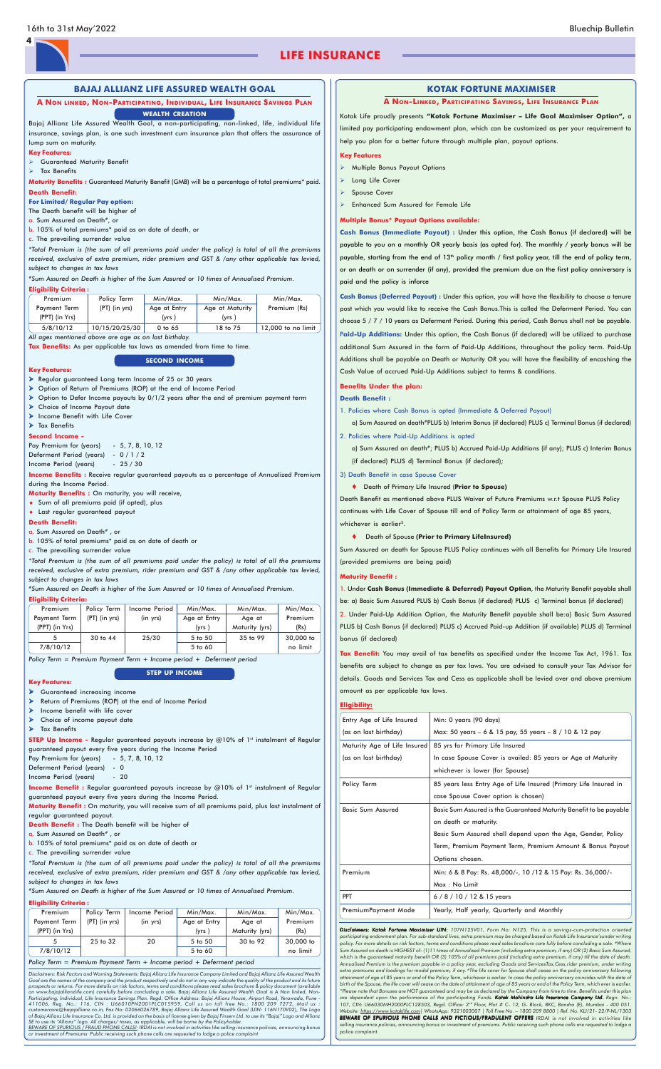# LIFE INSURANCE

## BAJAJ ALLIANZ LIFE ASSURED WEALTH GOAL

### A NON LINKED, NON-PARTICIPATING, INDIVIDUAL, LIFE INSURANCE SAVINGS PLAN

### WEALTH CREATION

Bajaj Allianz Life Assured Wealth Goal, a non-participating, non-linked, life, individual life insurance, savings plan, is one such investment cum insurance plan that offers the assurance of lump sum on maturity.

**Key Features:**

- Guaranteed Maturity Benefit
- Tax Benefits

**Maturity Benefits :** Guaranteed Maturity Benefit (GMB) will be a percentage of total premiums* paid.

**Death Benefit:**

**For Limited/ Regular Pay option:**

The Death benefit will be higher of

a. Sum Assured on Death#, or

b. 105% of total premiums* paid as on date of death, or

c. The prevailing surrender value

*\*Total Premium is (the sum of all premiums paid under the policy) is total of all the premiums received, exclusive of extra premium, rider premium and GST & /any other applicable tax levied, subject to changes in tax laws*

*#Sum Assured on Death is higher of the Sum Assured or 10 times of Annualised Premium.*

**Eligibility Criteria :**

| Premium Payment Term (PPT) (in Yrs) | Policy Term (PT) (in yrs) | Min/Max. Age at Entry (yrs ) | Min/Max. Age at Maturity (yrs ) | Min/Max. Premium (Rs) |
|---|---|---|---|---|
| 5/8/10/12 | 10/15/20/25/30 | 0 to 65 | 18 to 75 | 12,000 to no limit |

*All ages mentioned above are age as on last birthday.*

**Tax Benefits:** As per applicable tax laws as amended from time to time.

### SECOND INCOME

**Key Features:**

- Regular guaranteed Long term Income of 25 or 30 years
- Option of Return of Premiums (ROP) at the end of Income Period
- Option to Defer Income payouts by 0/1/2 years after the end of premium payment term
- Choice of Income Payout date
- Income Benefit with Life Cover
- Tax Benefits

**Second Income -**

Pay Premium for (years) - 5, 7, 8, 10, 12

Deferment Period (years) - 0 / 1 / 2

Income Period (years) - 25 / 30

**Income Benefits :** Receive regular guaranteed payouts as a percentage of Annualized Premium during the Income Period.

**Maturity Benefits :** On maturity, you will receive,

- Sum of all premiums paid (if opted), plus
- Last regular guaranteed payout

**Death Benefit:**

a. Sum Assured on Death# , or

b. 105% of total premiums* paid as on date of death or

c. The prevailing surrender value

*\*Total Premium is (the sum of all premiums paid under the policy) is total of all the premiums received, exclusive of extra premium, rider premium and GST & /any other applicable tax levied, subject to changes in tax laws*

*#Sum Assured on Death is higher of the Sum Assured or 10 times of Annualised Premium.*

**Eligibility Criteria:**

| Premium Payment Term (PPT) (in Yrs) | Policy Term (PT) (in yrs) | Income Period (in yrs) | Min/Max. Age at Entry (yrs ) | Min/Max. Age at Maturity (yrs) | Min/Max. Premium (Rs) |
|---|---|---|---|---|---|
| 5 | 30 to 44 | 25/30 | 5 to 50 | 35 to 99 | 30,000 to no limit |
| 7/8/10/12 | | | 5 to 60 | | |

*Policy Term = Premium Payment Term + Income period + Deferment period*

### STEP UP INCOME

**Key Features:**

- Guaranteed increasing income
- Return of Premiums (ROP) at the end of Income Period
- Income benefit with life cover
- Choice of income payout date
- Tax Benefits

**STEP Up Income -** Regular guaranteed payouts increase by @10% of 1st instalment of Regular guaranteed payout every five years during the Income Period

Pay Premium for (years) - 5, 7, 8, 10, 12

Deferment Period (years) - 0

Income Period (years) - 20

**Income Benefit :** Regular guaranteed payouts increase by @10% of 1st instalment of Regular guaranteed payout every five years during the Income Period.

**Maturity Benefit :** On maturity, you will receive sum of all premiums paid, plus last instalment of regular guaranteed payout.

**Death Benefit :** The Death benefit will be higher of

a. Sum Assured on Death# , or

b. 105% of total premiums* paid as on date of death or

c. The prevailing surrender value

*\*Total Premium is (the sum of all premiums paid under the policy) is total of all the premiums received, exclusive of extra premium, rider premium and GST & /any other applicable tax levied, subject to changes in tax laws*

*#Sum Assured on Death is higher of the Sum Assured or 10 times of Annualised Premium.*

**Eligibility Criteria :**

| Premium Payment Term (PPT) (in Yrs) | Policy Term (PT) (in yrs) | Income Period (in yrs) | Min/Max. Age at Entry (yrs ) | Min/Max. Age at Maturity (yrs) | Min/Max. Premium (Rs) |
|---|---|---|---|---|---|
| 5 | 25 to 32 | 20 | 5 to 50 | 30 to 92 | 30,000 to no limit |
| 7/8/10/12 | | | 5 to 60 | | |

*Policy Term = Premium Payment Term + Income period + Deferment period*

*Disclaimers: Risk Factors and Warning Statements: Bajaj Allianz Life Insurance Company Limited and Bajaj Allianz Life Assured Wealth Goal are the names of the company and the product respectively and do not in any way indicate the quality of the product and its future prospects or returns. For more details on risk factors, terms and conditions please read sales brochure & policy document (available on www.bajajallianzlife.com) carefully before concluding a sale. Bajaj Allianz Life Assured Wealth Goal is A Non linked, Non-Participating, Individual, Life Insurance Savings Plan. Regd. Office Address: Bajaj Allianz House, Airport Road, Yerawada, Pune - 411006, Reg. No.: 116, CIN : U66010PN2001PLC015959, Call us on toll free No.: 1800 209 7272, Mail us : customercare@bajajallianz.co.in, Fax No: 02066026789, Bajaj Allianz Life Assured Wealth Goal (UIN: 116N170V02), The Logo of Bajaj Allianz Life Insurance Co. Ltd. is provided on the basis of license given by Bajaj Finserv Ltd. to use its "Bajaj" Logo and Allianz SE to use its "Allianz" logo. All charges/ taxes, as applicable, will be borne by the Policyholder.*
*BEWARE OF SPURIOUS / FRAUD PHONE CALLS! IRDAI is not involved in activities like selling insurance policies, announcing bonus or investment of Premiums· Public receiving such phone calls are requested to lodge a police complaint*

## KOTAK FORTUNE MAXIMISER

### A NON-LINKED, PARTICIPATING SAVINGS, LIFE INSURANCE PLAN

Kotak Life proudly presents **"Kotak Fortune Maximiser – Life Goal Maximiser Option"**, a limited pay participating endowment plan, which can be customized as per your requirement to help you plan for a better future through multiple plan, payout options.

**Key Features**

- Multiple Bonus Payout Options
- Long Life Cover
- Spouse Cover
- Enhanced Sum Assured for Female Life

**Multiple Bonus\* Payout Options available:**

**Cash Bonus (Immediate Payout) :** Under this option, the Cash Bonus (if declared) will be payable to you on a monthly OR yearly basis (as opted for). The monthly / yearly bonus will be payable, starting from the end of 13th policy month / first policy year, till the end of policy term, or on death or on surrender (if any), provided the premium due on the first policy anniversary is paid and the policy is inforce

**Cash Bonus (Deferred Payout) :** Under this option, you will have the flexibility to choose a tenure post which you would like to receive the Cash Bonus.This is called the Deferment Period. You can choose 5 / 7 / 10 years as Deferment Period. During this period, Cash Bonus shall not be payable.

**Paid-Up Additions:** Under this option, the Cash Bonus (if declared) will be utilized to purchase additional Sum Assured in the form of Paid-Up Additions, throughout the policy term. Paid-Up Additions shall be payable on Death or Maturity OR you will have the flexibility of encashing the Cash Value of accrued Paid-Up Additions subject to terms & conditions.

**Benefits Under the plan:**

**Death Benefit :**

1. Policies where Cash Bonus is opted (Immediate & Deferred Payout)

a) Sum Assured on death#PLUS b) Interim Bonus (if declared) PLUS c) Terminal Bonus (if declared)

2. Policies where Paid-Up Additions is opted

a) Sum Assured on death#; PLUS b) Accrued Paid-Up Additions (if any); PLUS c) Interim Bonus (if declared) PLUS d) Terminal Bonus (if declared);

3) Death Benefit in case Spouse Cover

- Death of Primary Life Insured (**Prior to Spouse)**

Death Benefit as mentioned above PLUS Waiver of Future Premiums w.r.t Spouse PLUS Policy continues with Life Cover of Spouse till end of Policy Term or attainment of age 85 years, whichever is earlier$.

- Death of Spouse **(Prior to Primary LifeInsured)**

Sum Assured on death for Spouse PLUS Policy continues with all Benefits for Primary Life Insured (provided premiums are being paid)

**Maturity Benefit :**

1. Under **Cash Bonus (Immediate & Deferred) Payout Option**, the Maturity Benefit payable shall be: a) Basic Sum Assured PLUS b) Cash Bonus (if declared) PLUS c) Terminal bonus (if declared)

2. Under Paid-Up Addition Option, the Maturity Benefit payable shall be:a) Basic Sum Assured PLUS b) Cash Bonus (if declared) PLUS c) Accrued Paid-up Addition (if available) PLUS d) Terminal bonus (if declared)

**Tax Benefit:** You may avail of tax benefits as specified under the Income Tax Act, 1961. Tax benefits are subject to change as per tax laws. You are advised to consult your Tax Advisor for details. Goods and Services Tax and Cess as applicable shall be levied over and above premium amount as per applicable tax laws.

**Eligibility:**

| | |
|---|---|
| Entry Age of Life Insured (as on last birthday) | Min: 0 years (90 days)<br>Max: 50 years – 6 & 15 pay, 55 years – 8 / 10 & 12 pay |
| Maturity Age of Life Insured (as on last birthday) | 85 yrs for Primary Life Insured<br>In case Spouse Cover is availed: 85 years or Age at Maturity whichever is lower (for Spouse) |
| Policy Term | 85 years less Entry Age of Life Insured (Primary Life Insured in case Spouse Cover option is chosen) |
| Basic Sum Assured | Basic Sum Assured is the Guaranteed Maturity Benefit to be payable on death or maturity.<br>Basic Sum Assured shall depend upon the Age, Gender, Policy Term, Premium Payment Term, Premium Amount & Bonus Payout Options chosen. |
| Premium | Min: 6 & 8 Pay: Rs. 48,000/-, 10 /12 & 15 Pay: Rs. 36,000/-<br>Max : No Limit |
| PPT | 6 / 8 / 10 / 12 & 15 years |
| PremiumPayment Mode | Yearly, Half yearly, Quarterly and Monthly |

*Disclaimers: Kotak Fortune Maximiser UIN: 107N125V01, Form No: N125. This is a savings-cum-protection oriented participating endowment plan. For sub-standard lives, extra premium may be charged based on Kotak Life Insurance'sunder writing policy. For more details on risk factors, terms and conditions please read sales brochure care fully before concluding a sale. #Where Sum Assured on death is HIGHEST of: (1)11 times of Annualised Premium (including extra premium, if any) OR (2) Basic Sum Assured, which is the guaranteed maturity benefit OR (3) 105% of all premiums paid (including extra premium, if any) till the date of death. Annualised Premium is the premium payable in a policy year, excluding Goods and ServicesTax,Cess,rider premium, under writing extra premiums and loadings for modal premium, if any. \*The life cover for Spouse shall cease on the policy anniversary following attainment of age of 85 years or end of the Policy Term, whichever is earlier. In case the policy anniversary coincides with the date of birth of the Spouse, the life cover will cease on the date of attainment of age of 85 years or end of the Policy Term, which ever is earlier. \*Please note that Bonuses are NOT guaranteed and may be as declared by the Company from time to time. Benefits under this plan are dependent upon the performance of the participating Funds. **Kotak Mahindra Life Insurance Company Ltd.** Regn. No.: 107, CIN: U66030MH2000PLC128503, Regd. Office: 2nd Floor, Plot # C- 12, G- Block, BKC, Bandra (E), Mumbai - 400 051. Website: https://www.kotaklife.com| WhatsApp: 9321003007 | Toll Free No. – 1800 209 8800 | Ref. No. KLI/21- 22/P-NL/1303*
***BEWARE OF SPURIOUS PHONE CALLS AND FICTIOUS/FRADULENT OFFERS** IRDAI is not involved in activities like selling insurance policies, announcing bonus or investment of premiums. Public receiving such phone calls are requested to lodge a police complaint.*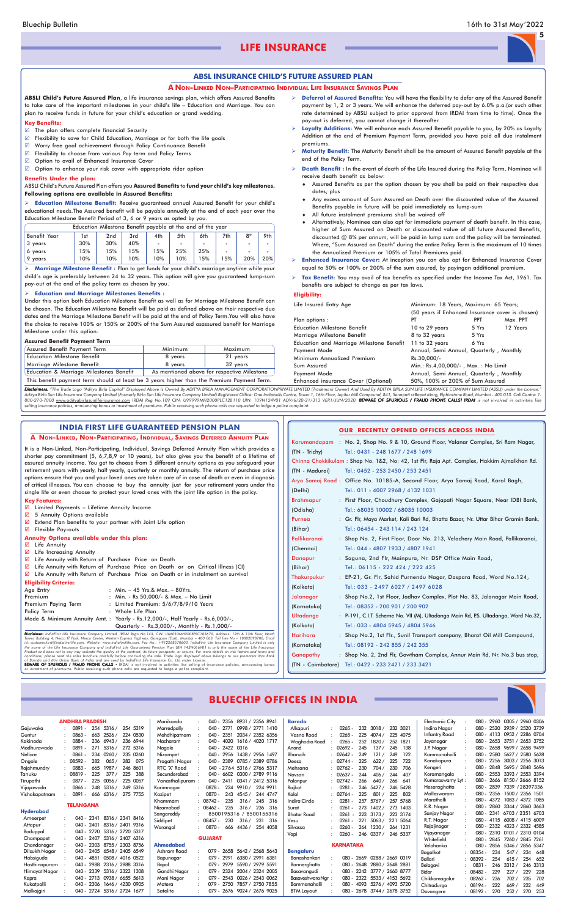# LIFE INSURANCE

## ABSL INSURANCE CHILD'S FUTURE ASSURED PLAN

### A NON-LINKED NON-PARTICIPATING INDIVIDUAL LIFE INSURANCE SAVINGS PLAN

**ABSLI Child's Future Assured Plan**, a life insurance savings plan, which offers Assured Benefits to take care of the important milestones in your child's life – Education and Marriage. You can plan to receive funds in future for your child's education or grand wedding.

**Key Benefits:**

- ☑ The plan offers complete financial Security
- ☑ Flexibility to save for Child Education, Marriage or for both the life goals
- ☑ Worry free goal achievement through Policy Continuance Benefit
- ☑ Flexibility to choose from various Pay term and Policy Terms
- ☑ Option to avail of Enhanced Insurance Cover
- ☑ Option to enhance your risk cover with appropriate rider option

**Benefits Under the plan:**

ABSLI Child's Future Assured Plan offers you **Assured Benefits** to **fund your child's key milestones. Following options are available in Assured Benefits:**

➢ **Education Milestone Benefit:** Receive guaranteed annual Assured Benefit for your child's educational needs.The Assured benefit will be payable annually at the end of each year over the Education Milestone Benefit Period of 3, 6 or 9 years as opted by you.

| Education Milestone Benefit payable at the end of the year | | | | | | | | | |
|---|---|---|---|---|---|---|---|---|---|
| Benefit Year | 1st | 2nd | 3rd | 4th | 5th | 6th | 7th | 8th | 9th |
| 3 years | 30% | 30% | 40% | - | - | - | - | - | - |
| 6 years | 15% | 15% | 15% | 15% | 25% | 25% | - | - | - |
| 9 years | 10% | 10% | 10% | 10% | 10% | 15% | 15% | 20% | 20% |

➢ **Marriage Milestone Benefit :** Plan to get funds for your child's marriage anytime while your child's age is preferably between 24 to 32 years. This option will give you guaranteed lump-sum pay-out at the end of the policy term as chosen by you.

➢ **Education and Marriage Milestones Benefits :**

Under this option both Education Milestone Benefit as well as for Marriage Milestone Benefit can be chosen. The Education Milestone Benefit will be paid as defined above on their respective due dates and the Marriage Milestone Benefit will be paid at the end of Policy Term.You will also have the choice to receive 100% or 150% or 200% of the Sum Assured asassured benefit for Marriage Milestone under this option.

**Assured Benefit Payment Term**

| Assured Benefit Payment Term | Minimum | Maximum |
|---|---|---|
| Education Milestone Benefit | 8 years | 21 years |
| Marriage Milestone Benefit | 8 years | 32 years |
| Education & Marriage Milestones Benefit | As mentioned above for respective Milestone | |

This benefit payment term should at least be 3 years higher than the Premium Payment Term.

➢ **Deferral of Assured Benefits:** You will have the flexibility to defer any of the Assured Benefit payment by 1, 2 or 3 years. We will enhance the deferred pay-out by 6.0% p.a.(or such other rate determined by ABSLI subject to prior approval from IRDAI from time to time). Once the pay-out is deferred, you cannot change it thereafter.

➢ **Loyalty Additions:** We will enhance each Assured Benefit payable to you, by 20% as Loyalty Addition at the end of Premium Payment Term, provided you have paid all due instalment premiums.

➢ **Maturity Benefit:** The Maturity Benefit shall be the amount of Assured Benefit payable at the end of the Policy Term.

➢ **Death Benefit :** In the event of death of the Life Insured during the Policy Term, Nominee will receive death benefit as below:

- ♦ Assured Benefits as per the option chosen by you shall be paid on their respective due dates; plus
- ♦ Any excess amount of Sum Assured on Death over the discounted value of the Assured Benefits payable in future will be paid immediately as lump-sum
- ♦ All future instalment premiums shall be waived off
- ♦ Alternatively, Nominee can also opt for immediate payment of death benefit. In this case, higher of Sum Assured on Death or discounted value of all future Assured Benefits, discounted @ 8% per annum, will be paid in lump sum and the policy will be terminated. Where, "Sum Assured on Death" during the entire Policy Term is the maximum of 10 times the Annualized Premium or 105% of Total Premiums paid.

➢ **Enhanced Insurance Cover:** At inception you can also opt for Enhanced Insurance Cover equal to 50% or 100% or 200% of the sum assured, by payingan additional premium.

➢ **Tax Benefit:** You may avail of tax benefits as specified under the Income Tax Act, 1961. Tax benefits are subject to change as per tax laws.

**Eligibility:**

| | | | |
|---|---|---|---|
| Life Insured Entry Age | Minimum: 18 Years, Maximum: 65 Years; (50 years if Enhanced Insurance cover is chosen) | | |
| Plan options : | PT | PPT | Max. PPT |
| Education Milestone Benefit | 10 to 29 years | 5 Yrs | 12 Years |
| Marriage Milestone Benefit | 8 to 32 years | 5 Yrs | |
| Education and Marriage Milestone Benefit | 11 to 32 years | 6 Yrs | |
| Payment Mode | Annual, Semi Annual, Quarterly , Monthly | | |
| Minimum Annualized Premium | Rs.30,000/- | | |
| Sum Assured | Min.: Rs.4,00,000/- , Max. : No Limit | | |
| Payment Mode | Annual, Semi Annual, Quarterly , Monthly | | |
| Enhanced insurance Cover (Optional) | 50%, 100% or 200% of Sum Assured | | |

*Disclaimers: "The Trade Logo "Aditya Birla Capital" Displayed Above Is Owned By ADITYA BIRLA MANAGEMENT CORPORATIONPRIVATE LIMITED (Trademark Owner) And Used By ADITYA BIRLA SUN LIFE INSURANCE COMPANY LIMITED (ABSLI) under the License." Aditya Birla Sun Life Insurance Company Limited (Formerly Birla Sun Life Insurance Company Limited) Registered Office: One Indiabulls Centre, Tower 1, 16th Floor, Jupiter Mill Compound, 841, Senapati ssBapat Marg, Elphinstone Road, Mumbai - 400 013. Call Centre: 1-800-270-7000 www.adityabirlasunlifeinsurance.com IRDAI Reg No.109 CIN: U99999MH2000PLC128110 UIN: 109N124V01 ADV/6/20-21/313 VER1/JUN/2020.* ***BEWARE OF SPURIOUS / FRAUD PHONE CALLS! IRDAI** is not involved in activities like selling insurance policies, announcing bonus or investment of premiums. Public receiving such phone calls are requested to lodge a police complaint.*

## INDIA FIRST LIFE GUARANTEED PENSION PLAN

### A NON-LINKED, NON-PARTICIPATING, INDIVIDUAL, SAVINGS DEFERRED ANNUITY PLAN

It is a Non-Linked, Non-Participating, Individual, Savings Deferred Annuity Plan which provides a shorter pay commitment (5, 6,7,8,9 or 10 years), but also gives you the benefit of a lifetime of assured annuity income. You get to choose from 5 different annuity options as you safeguard your retirement years with yearly, half yearly, quarterly or monthly annuity. The return of purchase price options ensure that you and your loved ones are taken care of in case of death or even in diagnosis of critical illnesses. You can choose to buy the annuity just for your retirement years under the single life or even choose to protect your loved ones with the joint life option in the policy.

**Key Features:**

- ☑ Limited Premiums – Lifetime Annuity Income
- ☑ 5 Annuity Options available
- ☑ Extend Plan benefits to your partner with Joint Life option
- ☑ Flexible Pay-outs

**Annuity Options available under this plan:**

- ☑ Life Annuity
- ☑ Life Increasing Annuity
- ☑ Life Annuity with Return of Purchase Price on Death
- ☑ Life Annuity with Return of Purchase Price on Death or on Critical Illness (CI)
- ☑ Life Annuity with Return of Purchase Price on Death or in instalment on survival

**Eligibility Criteria:**

| | |
|---|---|
| Age Entry | : Min. – 45 Yrs.& Max. – 80Yrs. |
| Premium | : Min. - Rs.50,000/- & Max. – No Limit |
| Premium Paying Term | : Limited Premium: 5/6/7/8/9/10 Years |
| Policy Term | : Whole Life Plan |
| Mode & Minimum Annuity Amt. | : Yearly - Rs.12,000/-, Half Yearly - Rs.6,000/-, Quarterly - Rs.3,000/-, Monthly - Rs.1,000/- |

*Disclaimer: IndiaFirst Life Insurance Company Limited, IRDAI Regn No.143, CIN: U66010MH2008PLC183679, Address: 12th & 13th floor, North Tower, Building 4, Nesco IT Park, Nesco Centre, Western Express Highway, Goregaon (East), Mumbai – 400 063. Toll free No – 18002098700, Email id: customer.first@indiafirstlife.com, Website: www.indiafirstlife.com. Fax No.: +912268570600. IndiaFirst Life Guaranteed Pension Plan UIN 143N066V01 is only the name of the Life Insurance Product and does not in any way indicate the quality of the contract, its future prospects, or returns. For more details on risk factors and terms and conditions, please read the sales brochure carefully before concluding the sale. Trade logo displayed above belongs to our promoters M/s Bank of Baroda and M/s Union Bank of India and are used by IndiaFirst Life Insurance Co. Ltd under License.* ***BEWARE OF SPURIOUS / FRAUD PHONE CALLS** - IRDAI is not involved in activities like selling of insurance policies, announcing bonus or investment of premiums. Public receiving such phone calls are requested to lodge a police complaint.*

## OUR RECENTLY OPENED OFFICES ACROSS INDIA

| | |
|---|---|
| Karumandapam (TN - Trichy) | : No. 2, Shop No. 9 & 10, Ground Floor, Valanar Complex, Sri Ram Nagar, Tel.: 0431 - 248 1677 / 248 1699 |
| Chinna Chokkikulam (TN - Madurai) | : Shop No. 1&2, No: 42, 1st Flr, Raja Apt. Complex, Hakkim Ajmalkhan Rd. Tel.: 0452 - 253 2450 / 253 2451 |
| Arya Samaj Road (Delhi) | : Office No. 10185-A, Second Floor, Arya Samaj Road, Karol Bagh, Tel.: 011 - 4007 2968 / 4132 1031 |
| Brahmapur (Odisha) | : First Floor, Choudhury Complex, Gajapati Nagar Square, Near IDBI Bank, Tel.: 68035 10002 / 68035 10003 |
| Purnea (Bihar) | : Gr. Flr, Maya Market, Kali Bari Rd, Bhatta Bazar, Nr. Uttar Bihar Gramin Bank, Tel.: 06454 - 243 114 / 243 124 |
| Pallikaranai (Chennai) | : Shop No. 2, First Floor, Door No. 213, Velachery Main Road, Pallikaranai, Tel.: 044 - 4807 1933 / 4807 1941 |
| Danapur (Bihar) | : Saguna, 2nd Flr, Mainpura, Nr. DSP Office Main Road, Tel.: 06115 - 222 424 / 222 425 |
| Thakurpukur (Kolkata) | : EP-21, Gr. Flr, Sahid Purnendu Nagar, Daspara Road, Word No.124, Tel.: 033 - 2497 6027 / 2497 6028 |
| Jalanagar (Karnataka) | : Shop No.2, 1st Floor, Jadhav Complex, Plot No. 83, Jalanagar Main Road, Tel.: 08352 - 200 901 / 200 902 |
| Ultadanga (Kolkata) | : P-191, C.I.T. Scheme No. VII (M), Ultadanga Main Rd, P.S. Ultadanga, Ward No.32, Tel.: 033 - 4804 5945 / 4804 5946 |
| Harihara (Karnataka) | : Shop No.2, 1st Flr., Sunil Transport company, Bharat Oil Mill Compound, Tel.: 08192 - 242 855 / 242 355 |
| Ganapathy (TN - Coimbatore) | : Shop No. 2, 2nd Flr, Gowtham Complex, Annur Main Rd, Nr. No.3 bus stop, Tel.: 0422 - 233 2421 / 233 3421 |

# BLUECHIP OFFICES IN INDIA

**ANDHRA PRADESH**

| | |
|---|---|
| Gajuwaka | : 0891 - 254 5316 / 254 5319 |
| Guntur | : 0863 - 663 2526 / 224 0530 |
| Kakinada | : 0884 - 236 6943 / 236 6944 |
| Madhurawada | : 0891 - 271 5316 / 272 5316 |
| Nellore | : 0861 - 234 0260 / 235 0260 |
| Ongole | : 08592 - 282 065 / 282 075 |
| Rajahmundry | : 0883 - 665 1987 / 246 8601 |
| Tanuku | : 08819 - 225 377 / 225 388 |
| Tirupathi | : 0877 - 225 0056 / 225 0057 |
| Vijayawada | : 0866 - 248 5316 / 249 5316 |
| Vishakapatnam | : 0891 - 666 6316 / 275 7755 |

**TELANGANA**

**Hyderabad**

| | |
|---|---|
| Ameerpet | : 040 - 2341 8316 / 2341 8416 |
| Attapur | : 040 - 2401 8316 / 2401 9316 |
| Boduppal | : 040 - 2720 5316 / 2720 5317 |
| Champapet | : 040 - 2407 5316 / 2407 6316 |
| Chandanagar | : 040 - 2303 8755 / 2303 8756 |
| Dilsukh Nagar | : 040 - 2405 6548 / 2405 6549 |
| Habsiguda | : 040 - 4851 0508 / 4016 0522 |
| Hasthinapuram | : 040 - 2988 2316 / 2988 3316 |
| Himayat Nagar | : 040 - 2339 5316 / 2322 1308 |
| Kapra | : 040 - 2713 0938 / 6655 5613 |
| Kukatpalli | : 040 - 2306 1646 / 4230 0905 |
| Malkajgiri | : 040 - 2724 5316 / 2724 1677 |
| Manikonda | : 040 - 2356 8931 / 2356 8941 |
| Marredpally | : 040 - 2771 0998 / 2771 1410 |
| Mehdhipatnam | : 040 - 2351 2034 / 2352 6356 |
| Nacharam | : 040 - 4020 1616 / 4020 1717 |
| Nagole | : 040 - 2422 0316 |
| Nizampet | : 040 - 2956 1438 / 2956 1497 |
| Pragathi Nagar | : 040 - 2389 0785 / 2389 0786 |
| RTC 'X' Road | : 040 - 2764 5316 / 2766 5317 |
| Secunderabad | : 040 - 6602 0300 / 2789 9116 |
| Vanasthalipuram | : 040 - 2411 0341 / 2412 5316 |
| Karimnagar | : 0878 - 224 9910 / 224 9911 |
| Kazipet | : 0870 - 243 4545 / 244 4747 |
| Khammam | : 08742 - 235 316 / 245 316 |
| Nizamabad | : 08462 - 235 316 / 236 316 |
| Sangareddy | : 8500195316 / 8500155316 |
| Siddipet | : 08457 - 230 316 / 231 316 |
| Warangal | : 0870 - 666 4436 / 254 4058 |

**GUJARAT**

**Ahmedabad**

| | |
|---|---|
| Ashram Road | : 079 - 2658 5642 / 2568 5643 |
| Bapunagar | : 079 - 2991 6380 / 2991 6381 |
| Bopal | : 079 - 2979 5590 / 2979 5591 |
| Gandhi Nagar | : 079 - 2324 2004 / 2324 2005 |
| Mani Nagar | : 079 - 2543 0026 / 2543 0062 |
| Motera | : 079 - 2750 7857 / 2750 7855 |
| Satelite | : 079 - 2676 9024 / 2676 9025 |
| **Baroda** | |
| Alkapuri | : 0265 - 232 3018 / 232 3021 |
| Vasna Road | : 0265 - 225 4074 / 225 4075 |
| Waghodia Road | : 0265 - 252 1820 / 252 1821 |
| Anand | : 02692 - 245 137 / 245 138 |
| Bharuch | : 02642 - 249 121 / 249 122 |
| Deesa | : 02744 - 225 622 / 225 722 |
| Mehsana | : 02762 - 230 704 / 230 706 |
| Navsari | : 02637 - 244 406 / 244 407 |
| Palanpur | : 02742 - 266 640 / 266 641 |
| Rajkot | : 0281 - 246 5427 / 246 5428 |
| Kalol | : 02764 - 225 801 / 225 802 |
| Indira Circle | : 0281 - 257 5767 / 257 5768 |
| Surat | : 0261 - 273 1402 / 273 1403 |
| Bhatar Road | : 0261 - 223 3173 / 223 3174 |
| Vesu | : 0261 - 221 5063 / 221 5064 |
| Silvassa | : 0260 - 264 1230 / 264 1231 |
| Vapi | : 0260 - 246 0337 / 246 5337 |

**KARNATAKA**

**Bengaluru**

| | |
|---|---|
| Banashankari | : 080 - 2669 0288 / 2669 0319 |
| Bannerghatta | : 080 - 2648 2880 / 2648 2881 |
| Basavangudi | : 080 - 2242 3777 / 2660 8777 |
| Basaveshwara Ngr | : 080 - 2322 5533 / 4153 5692 |
| Bommanahalli | : 080 - 4093 5276 / 4093 5720 |
| BTM Layout | : 080 - 2678 3744 / 2678 3752 |
| Electronic City | : 080 - 2960 0305 / 2960 0306 |
| Indira Nagar | : 080 - 2520 2939 / 2520 3739 |
| Infantry Road | : 080 - 4113 0952 / 2286 0704 |
| Jayanagar | : 080 - 2653 3751 / 2653 3752 |
| J.P. Nagar | : 080 - 2658 9699 / 2658 9499 |
| Kammanahalli | : 080 - 2580 5627 / 2580 5628 |
| Kanakapura | : 080 - 2256 3003 / 2256 3013 |
| Kengeri | : 080 - 2848 5695 / 2848 5696 |
| Koramangala | : 080 - 2553 3393 / 2553 3394 |
| Kumaraswamy Lyt | : 080 - 2666 8150 / 2666 8152 |
| Hesaraghatta | : 080 - 2839 7339 / 28397336 |
| R.T. Nagar | : 080 - 4115 6008 / 4115 6009 |
| Malleswaram | : 080 - 2356 1500 / 2356 1501 |
| Marathalli | : 080 - 4372 1083 / 4372 1085 |
| R.R. Nagar | : 080 - 2860 3344 / 2860 3663 |
| Sanjay Nagar | : 080 - 2341 6703 / 2351 6703 |
| Rajajinagar | : 080 - 2332 4323 / 2332 4585 |
| Vijayanagar | : 080 - 2310 0101 / 2310 0104 |
| Whitefield | : 080 - 2845 7260 / 2845 7261 |
| Yelahanka | : 080 - 2856 5346 / 2856 5347 |
| Bagalkot | : 08354 - 234 547 / 234 648 |
| Ballari | : 08392 - 254 615 / 254 652 |
| Belagavi | : 0831 - 246 3312 / 246 3313 |
| Bidar | : 08482 - 229 227 / 229 228 |
| Chikkamagalur | : 08262 - 236 702 / 235 702 |
| Chitradurga | : 08194 - 222 669 / 222 449 |
| Davangere | : 08192 - 270 252 / 270 253 |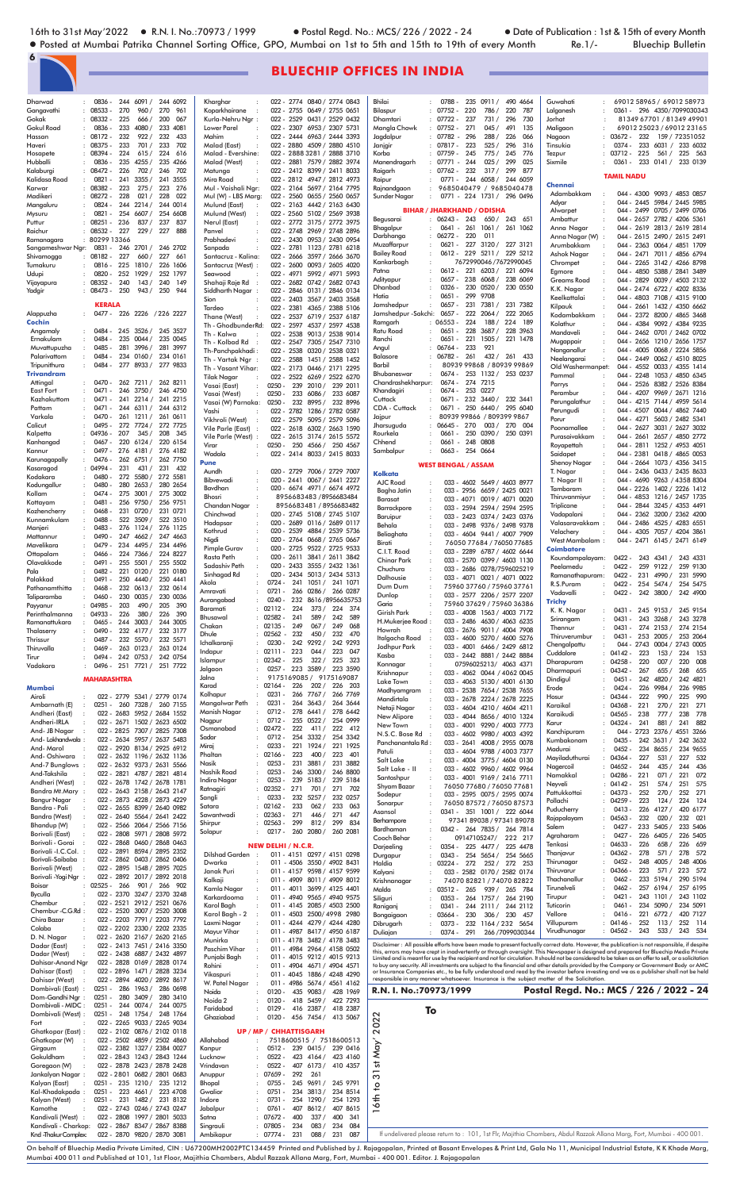# BLUECHIP OFFICES IN INDIA

Dharwad : 0836 - 244 6091 / 244 6092
Gangavathi : 08533 - 270 960/ 270 961
Gokak : 08332 - 225 666/ 200 067
Gokul Road : 0836 - 233 4080/ 233 4081
Hassan : 08172 - 232 922/ 232 433
Haveri : 08375 - 233 701/ 233 702
Hosapete : 08394 - 224 615/ 224 616
Hubballi : 0836 - 235 4255/ 235 4266
Kalaburgi : 08472 - 226 702/ 246 702
Kalidasa Road : 0821 - 241 3355/ 241 3555
Karwar : 08382 - 223 275/ 223 276
Madikeri : 08272 - 228 021/ 228 022
Mangaluru : 0824 - 244 2214/ 244 0014
Mysuru : 0821 - 254 6607/ 254 6608
Puttur : 08251 - 236 837/ 237 837
Raichur : 08532 - 227 229/ 227 888
Ramanagara : 80299 13366
Sangameshwar Ngr : 0831 - 246 2701/ 246 2702
Shivamogga : 08182 - 227 660/ 227 661
Tumakuru : 0816 - 225 1810/ 226 1606
Udupi : 0820 - 252 1929/ 252 1797
Vijayapura : 08352 - 240 143/ 240 149
Yadgir : 08473 - 250 943/ 250 944

## KERALA

Alappuzha : 0477 - 226 2226 /226 2227

**Cochin**

Angamaly : 0484 - 245 3526/ 245 3527
Ernakulam : 0484 - 235 0044/ 235 0045
Muvattupuzha : 0485 - 281 3996/ 281 3997
Palarivattom : 0484 - 234 0160/ 234 0161
Tripunithura : 0484 - 277 8933/ 277 9833

**Trivandram**

Attingal : 0470 - 262 7211/ 262 8211
East Fort : 0471 - 246 3750/ 246 4750
Kazhakuttom : 0471 - 241 2214/ 241 2215
Pattam : 0471 - 244 6311/ 244 6312
Varkala : 0470 - 261 1211/ 261 0611
Calicut : 0495 - 272 7724/ 272 7725
Kalpetta : 04936 - 207 345/ 208 345
Kanhangad : 0467 - 220 6124/ 220 6154
Kannur : 0497 - 276 4181/ 276 4182
Karunagapally : 0476 - 262 6751/ 262 7750
Kasaragod : 04994 - 231 431/ 231 432
Kodakara : 0480 - 272 5580/ 272 5581
Kodungallur : 0480 - 280 2653/ 280 2654
Kollam : 0474 - 275 3001/ 275 3002
Kottayam : 0481 - 256 9750/ 256 9751
Kozhencherry : 0468 - 231 0720/ 231 0721
Kunnamkulam : 0488 - 522 3509/ 522 3510
Manjeri : 0483 - 276 1124/ 276 1125
Mattannur : 0490 - 247 4662/ 247 4663
Mavelikara : 0479 - 234 4495/ 234 4496
Ottapalam : 0466 - 224 7366/ 224 8227
Olavakkode : 0491 - 255 5501/ 255 5502
Pala : 0482 - 221 0120/ 221 0180
Palakkad : 0491 - 250 4440/ 250 4441
Pathanamthitta : 0468 - 232 0613/ 232 0614
Taliparamba : 0460 - 230 0035/ 230 0036
Payyanur : 04985 - 203 490/ 205 390
Perinthalmanna : 04933 - 226 380/ 226 390
Ramanattukara : 0465 - 244 3003/ 244 3005
Thalassery : 0490 - 232 4177/ 232 3177
Thrissur : 0487 - 232 5570/ 232 5571
Thiruvalla : 0469 - 263 0123/ 263 0124
Tirur : 0494 - 242 0753/ 242 0754
Vadakara : 0496 - 251 7721/ 251 7722

## MAHARASHTRA

**Mumbai**

Airoli : 022 - 2779 5341 / 2779 0174
Ambarnath (E) : 0251 - 260 7328/ 260 7155
Andheri (East) : 022 - 2683 5952/ 2684 1552
Andheri-IRLA : 022 - 2671 1502/ 2623 6502
And- JB Nagar : 022 - 2825 7307/ 2825 7308
And- Lokhandwala : 022 - 2634 5957/ 2637 5483
And- Marol : 022 - 2920 8134/ 2925 6912
And- Oshiwara : 022 - 2632 1196/ 2632 1136
And-7 Bunglows : 022 - 2632 9373/ 2631 5566
And-Takshila : 022 - 2821 4787/ 2821 4814
Andheri (West) : 022 - 2678 1742/ 2678 1781
Bandra Mt.Mary : 022 - 2643 2158/ 2643 2147
Bangur Nagar : 022 - 2873 4228/ 2873 4229
Bandra - Pali : 022 - 2655 8399/ 2640 0982
Bandra (West) : 022 - 2640 5564/ 2641 2422
Bhandup (W) : 022 - 2566 2064/ 2566 7156
Borivali (East) : 022 - 2808 5971/ 2808 5972
Borivali - Gorai : 022 - 2868 0460/ 2868 0463
Borivali -I.C.Col. : 022 - 2891 8594/ 2895 2352
Borivali-Saibaba : 022 - 2862 0403/ 2862 0406
Borivali (West) : 022 - 2895 1548/ 2895 7025
Borivali -Yogi Ngr : 022 - 2892 2017/ 2892 2018
Boisar : 02525 - 266 901/ 266 902
Byculla : 022 - 2370 3247/ 2370 3248
Chembur : 022 - 2521 2912/ 2521 0676
Chembur -C.G.Rd : 022 - 2520 3007/ 2520 3008
Chira Bazar : 022 - 2203 7791/ 2203 7792
Colaba : 022 - 2202 2330/ 2202 2335
D. N. Nagar : 022 - 2620 2167/ 2620 2165
Dadar (East) : 022 - 2413 7451/ 2416 3350
Dadar (West) : 022 - 2438 6887/ 2432 4897
Dahisar-Anand Ngr : 022 - 2828 0169/ 2828 0174
Dahisar (East) : 022 - 2896 1471/ 2828 3234
Dahisar (West) : 022 - 2894 4020/ 2892 8617
Dombivali (East) : 0251 - 286 1963/ 286 0698
Dom-Gandhi Ngr : 0251 - 280 3409/ 280 3410
Dombivali - MIDC : 0251 - 244 0074/ 244 0075
Dombivali (West) : 0251 - 248 1754/ 248 1764
Fort : 022 - 2265 9033/ 2265 9034
Ghatkopar (East) : 022 - 2102 0876/ 2102 0118
Ghatkopar (W) : 022 - 2502 4859/ 2502 4860
Girgaum : 022 - 2382 1327/ 2384 0027
Gokuldham : 022 - 2843 1243/ 2843 1244
Goregaon (W) : 022 - 2878 2423/ 2878 2428
Jankalyan Nagar : 022 - 2801 0682/ 2801 0683
Kalyan (East) : 0251 - 235 1210/ 235 1212
Kal-Khadakpada : 0251 - 223 4661/ 223 4708
Kalyan (West) : 0251 - 231 1482/ 231 8132
Kamothe : 022 - 2743 0246/ 2743 0247
Kandivali (West) : 022 - 2808 1997/ 2801 5033
Kandivali - Charkop : 022 - 2867 8347/ 2867 8388
Knd -Thakur Complex : 022 - 2870 9820/ 2870 3081
Kharghar : 022 - 2774 0840/ 2774 0843
Koparkhairane : 022 - 2755 0649/ 2755 0651
Kurla-Nehru Ngr : 022 - 2529 0431/ 2529 0432
Lower Parel : 022 - 2307 6953/ 2307 5731
Mahim : 022 - 2444 6963/ 2444 3393
Malad (East) : 022 - 2880 4509/ 2880 4510
Malad - Evershine : 022 - 2888 3281/ 2888 3710
Malad (West) : 022 - 2881 7579/ 2882 3974
Matunga : 022 - 2412 8399/ 2411 8033
Mira Road : 022 - 2812 4947/ 2812 4973
Mul - Vaishali Ngr : 022 - 2164 5697/ 2164 7795
Mul (W) - LBS Marg : 022 - 2560 0655/ 2560 0657
Mulund (East) : 022 - 2163 4442/ 2163 6430
Mulund (West) : 022 - 2560 5102/ 2569 3938
Nerul (East) : 022 - 2772 3175/ 2772 3975
Panvel : 022 - 2748 2969/ 2748 2896
Prabhadevi : 022 - 2430 0953/ 2430 0954
Sanpada : 022 - 2781 1123/ 2781 6218
Santacruz - Kalina : 022 - 2666 3597/ 2666 3670
Santacruz (West) : 022 - 2600 0093/ 2605 4020
Seawood : 022 - 4971 5992/ 4971 5993
Shahaji Raje Rd : 022 - 2682 0742/ 2682 0743
Siddharth Nagar : 022 - 2846 0131/ 2846 0134
Sion : 022 - 2403 3567/ 2403 3568
Tardeo : 022 - 2381 4365/ 2388 5106
Thane (West) : 022 - 2537 6719/ 2537 6187
Th - GhodbunderRd : 022 - 2597 4537/ 2597 4538
Th - Kalwa : 022 - 2538 9013/ 2538 9014
Th - Kolbad Rd : 022 - 2547 7305/ 2547 7310
Th-Panchpakhadi : 022 - 2538 0320/ 2538 0321
Th - Vartak Ngr : 022 - 2588 1451/ 2588 1452
Th - Vasant Vihar : 022 - 2173 0446/ 2171 2295
Tilak Nagar : 022 - 2522 6269/ 2522 6270
Vasai (East) : 0250 - 239 2010/ 239 2011
Vasai (West) : 0250 - 233 6086/ 233 6087
Vasai(W) Parnaka : 0250 - 232 8995/ 232 8996
Vashi : 022 - 2782 1286/ 2782 0587
Vikhroli (West) : 022 - 2579 5095/ 2579 5096
Vile Parle (East) : 022 - 2618 6302/ 2663 1590
Vile Parle (West) : 022 - 2615 3174/ 2615 5572
Virar : 0250 - 250 4566/ 250 4567
Wadala : 022 - 2414 8033/ 2415 8033

**Pune**

Aundh : 020 - 2729 7006/ 2729 7007
Bibwewadi : 020 - 2441 0067/ 2441 2227
Bavdhan : 020 - 6674 4971/ 6674 4972
Bhosri : 8956683483 /8956683484
Chandan Nagar : 8956683481 / 8956683482
Chinchwad : 020 - 2745 5108/ 2745 5107
Hadapsar : 020 - 2689 0116/ 2689 0117
Kothrud : 020 - 2539 4884/ 2539 5736
Nigdi : 020 - 2764 0668/ 2765 0667
Pimple Gurav : 020 - 2725 9522/ 2725 9533
Rasta Peth : 020 - 2611 3841/ 2611 3842
Sadashiv Peth : 020 - 2433 3555/ 2432 1361
Sinhagad Rd : 020 - 2434 5013/ 2434 5313
Akola : 0724 - 241 1051/ 241 1071
Amravati : 0721- 266 0286/ 266 0287
Aurangabad : 0240- 232 8616/8956635753
Baramati : 02112 - 224 373/ 224 374
Bhusawal : 02582 - 241 589/ 242 589
Chakan : 02135 - 249 067/ 249 068
Dhule : 02562 - 232 450/ 232 470
Ichalkaranji : 0230 - 242 9292/ 242 9293
Indapur : 02111 - 223 044/ 223 047
Islampur : 02342 - 225 322/ 225 323
Jalgaon : 0257 - 223 3589/ 223 3590
Jalna : 9175169085/ 9175169087
Karad : 02164 - 226 202/ 226 203
Kolhapur : 0231 - 266 7767/ 266 7769
Mangalwar Peth : 0231 - 264 3643/ 264 3644
Manish Nagar : 0712 - 278 6441/ 278 6442
Nagpur : 0712 - 255 0522/ 254 0999
Osmanabad : 02472 - 222 411/ 222 412
Sadar : 0712 - 254 3332/ 254 3342
Miraj : 0233 - 221 1924/ 221 1925
Phaltan : 02166 - 223 400/ 223 401
Nasik : 0253 - 231 3881/ 231 3882
Nashik Road : 0253 - 246 3300/ 246 8800
Indira Nagar : 0253 - 239 5183/ 239 5184
Ratnagiri : 02352 - 271 701/ 271 702
Sangli : 0233 - 232 5257/ 232 0257
Satara : 02162 - 233 062/ 233 063
Sawantwadi : 02363 - 271 446/ 271 447
Shirpur : 02563 - 299 812/ 299 834
Solapur : 0217 - 260 2080/ 260 2081

## NEW DELHI / N.C.R.

Dilshad Garden : 011 - 4151 0297/ 4151 0298
Dwarka : 011 - 4506 3550/ 4902 8431
Janak Puri : 011 - 4157 9598/ 4157 9599
Kalkaji : 011 - 4909 8011/ 4909 8012
Kamla Nagar : 011 - 4011 3699/ 4125 4401
Karkardooma : 011 - 4940 9565/ 4940 9575
Karol Bagh : 011 - 4145 2085/ 4503 2500
Karol Bagh - 2 : 011 - 4503 2500/ 4998 2980
Laxmi Nagar : 011 - 4244 4279/ 4244 4280
Mayur Vihar : 011 - 4987 8417/ 4950 6187
Munirka : 011 - 4178 3482/ 4178 3483
Paschim Vihar : 011 - 4984 2964/ 4158 0502
Punjabi Bagh : 011 - 4015 9212/ 4015 9213
Rohini : 011 - 4904 4671/ 4904 4571
Vikaspuri : 011 - 4045 1886/ 4248 4290
W. Patel Nagar : 011 - 4986 5674/ 4561 4162
Noida : 0120 - 435 9083/ 428 1969
Noida 2 : 0120 - 418 5459/ 422 7293
Faridabad : 0129 - 416 2387/ 418 2387
Ghaziabad : 0120 - 456 7454/ 413 5067

## UP / MP / CHHATTISGARH

Allahabad : 7518600515 / 7518600513
Kanpur : 0512 - 239 0415/ 239 0416
Lucknow : 0522 - 423 4164/ 423 4160
Vrindavan : 0522 - 407 6173/ 410 4357
Anuppur : 07659 - 292 261
Bhopal : 0755 - 245 9691/ 245 9791
Gwalior : 0751 - 234 3813/ 234 8514
Indore : 0731 - 254 1290/ 254 1293
Jabalpur : 0761 - 407 8612/ 407 8615
Satna : 07672 - 400 337/ 400 341
Singrauli : 07805 - 234 083/ 234 084
Ambikapur : 07774 - 231 088/ 231 087
Bhilai : 0788 - 235 0911/ 490 4664
Bilaspur : 07752 - 220 786/ 220 787
Dhamtari : 07722 - 237 731/ 296 730
Mangla Chowk : 07752 - 271 045/ 491 135
Jagdalpur : 07782 - 296 288/ 226 066
Janjgir : 07817 - 223 525/ 296 316
Korba : 07759 - 245 775/ 245 776
Manendragarh : 07771 - 244 025/ 299 025
Raigarh : 07762 - 232 317/ 299 877
Raipur : 0771 - 244 6058/ 244 6059
Rajnandgaon : 9685040479/ 9685040478
Sunder Nagar : 0771 - 224 1731/ 296 0496

## BIHAR / JHARKHAND / ODISHA

Begusarai : 06243 - 243 650/ 243 651
Bhagalpur : 0641 - 261 1061/ 261 1062
Darbhanga : 06272 - 220 011
Muzaffarpur : 0621 - 227 3120/ 227 3121
Bailey Road : 0612 - 229 5211/ 229 5212
Kankarbagh : 7672990046/7672990045
Patna : 0612 - 221 6203/ 221 6094
Adityapur : 0657 - 238 6068/ 238 6069
Dhanbad : 0326 - 230 0520/ 230 0550
Hatia : 0651 - 299 9708
Jamshedpur : 0657 - 231 7381/ 231 7382
Jamshedpur -Sakchi : 0657 - 222 2064/ 222 2065
Ramgarh : 06553 - 224 188/ 224 189
Ratu Road : 0651 - 228 3687/ 228 3963
Ranchi : 0651 - 221 1505/ 221 1478
Angul : 06764 - 233 921
Balasore : 06782 - 261 432/ 261 433
Barbil : 80939 99868 / 80939 99869
Bhubaneswar : 0674 - 253 1132/ 253 0237
Chandrashekharpur : 0674 - 274 7215
Khandagiri : 0674 - 254 0227
Cuttack : 0671 - 232 3440/ 232 3441
CDA - Cuttack : 0671 - 250 6440/ 295 6040
Jajpur : 80939 98966 / 809399 9867
Jharsuguda : 06645 - 270 003/ 270 004
Rourkela : 0661 - 250 0390/ 250 0391
Chhend : 0661 - 248 0808
Sambalpur : 0663 - 254 0664

## WEST BENGAL / ASSAM

**Kolkata**

AJC Road : 033 - 4602 5649/ 4603 8977
Bagha Jatin : 033 - 2956 6659/ 2425 0021
Barasat : 033 - 4071 0019/ 4071 0020
Barrackpore : 033 - 2594 2594/ 2594 2595
Baruipur : 033 - 2423 0374/ 2423 0376
Behala : 033 - 2498 9376/ 2498 9378
Beliaghata : 033 - 4604 9441/ 4007 7909
Birati : 76050 77684 / 76050 77685
C.I.T. Road : 033 - 2289 6787/ 4602 6644
Chinar Park : 033 - 2570 0399/ 4603 1130
Chuchura : 033 - 2686 0278/7596025219
Dalhousie : 033 - 4071 0021/ 4071 0022
Dum Dum : 75960 77760 / 75960 37761
Dunlop : 033 - 2577 2206/ 2577 2207
Garia : 75960 37629 / 75960 36386
Girish Park : 033 - 4008 1563/ 4003 7172
H.Mukerjee Road : 033 - 2486 4630/ 4063 6235
Howrah : 033 - 2676 9011/ 4004 7908
Italgacha Road : 033 - 4600 5270/ 4600 5276
Jodhpur Park : 033 - 4001 6466/ 2429 6812
Kasba : 033 - 2442 8881/ 2442 8884
Konnagar : 07596025213/ 4063 4371
Krishnapur : 033 - 4062 0044 / 4062 0045
Lake Town : 033 - 4063 5130/ 4001 6130
Madhyamgram : 033 - 2538 7654/ 2538 7655
Mandirtala : 033 - 2678 2224/ 2678 2225
Netaji Nagar : 033 - 4604 4210/ 4604 4211
New Alipore : 033 - 4044 8656/ 4010 1324
New Town : 033 - 4001 9290/ 4003 7773
N.S.C. Bose Rd : 033 - 4602 9980/ 4003 4392
Panchanantala Rd : 033 - 2641 4008/ 2955 0078
Patuli : 033 - 4604 9788/ 4003 7377
Salt Lake : 033 - 4004 3775/ 4604 0130
Salt Lake - II : 033 - 4602 9960/ 4602 9964
Santoshpur : 033 - 4001 9169/ 2416 7711
Shyam Bazar : 76050 77680 / 76050 77681
Sodepur : 033 - 2595 0075/ 2595 0074
Sonarpur : 76050 87572 / 76050 87573
Asansol : 0341 - 351 1001/ 222 6044
Berhampore : 97341 89038 / 97341 89078
Bardhaman : 0342 - 264 7835/ 264 7814
Cooch Behar : 09147105247/ 222 217
Darjeeling : 0354 - 225 4477/ 225 4478
Durgapur : 0343 - 254 5654/ 254 5665
Haldia : 03224 - 272 252/ 272 253
Kalyani : 033 - 2582 0170/ 2582 0174
Krishnanagar : 74070 82821 / 74070 82822
Malda : 03512 - 265 939/ 265 784
Siliguri : 0353 - 264 1757/ 264 2190
Raniganj : 0341 - 244 2111/ 244 2112
Bongaigaon : 03664 - 230 306/ 230 457
Dibrugarh : 0373 - 232 1164/ 232 5654
Duliajan : 0374 - 291 266 /7099030344
Guwahati : 69012 58965 / 69012 58973
Lalganesh : 0361 - 296 4350/7099030343
Jorhat : 81349 67701 / 81349 49901
Maligaon : 69012 25023 / 69012 23165
Nagaon : 03672 - 232 159/ 72351052
Tinsukia : 0374 - 233 6031/ 233 6032
Tezpur : 03712 - 225 561/ 225 563
Sixmile : 0361 - 233 0141/ 233 0139

## TAMIL NADU

**Chennai**

Adambakkam : 044 - 4300 9093/ 4853 0857
Adyar : 044 - 2445 5984/ 2445 5985
Alwarpet : 044 - 2499 0705/ 2499 0706
Ambattur : 044 - 2657 2782/ 4206 5361
Anna Nagar : 044 - 2619 2813/ 2619 2814
Anna Nagar (W) : 044 - 2615 2490/ 2615 2491
Arumbakkam : 044 - 2363 0064/ 4851 1709
Ashok Nagar : 044 - 2471 7011/ 4856 6794
Chrompet : 044 - 2265 3142/ 4266 8798
Egmore : 044 - 4850 5388/ 2841 3489
Greams Road : 044 - 2829 0039/ 4503 2132
K.K. Nagar : 044 - 2474 6722/ 4202 8336
Keelkattalai : 044 - 4803 7108/ 4315 9100
Kilpauk : 044 - 2661 1432/ 4350 6662
Kodambakkam : 044 - 2372 8200/ 4865 3468
Kolathur : 044 - 4384 9092/ 4384 9235
Mandaveli : 044 - 2462 0701/ 2462 0702
Mugappair : 044 - 2656 1210/ 2656 1757
Nanganallur : 044 - 4005 0068/ 2224 5856
Neelangarai : 044 - 2449 0062/ 4510 8025
Old Washermanpet : 044 - 4552 0033/ 4355 1414
Pammal : 044 - 2248 1053/ 4850 6345
Parrys : 044 - 2526 8382/ 2526 8384
Perambur : 044 - 4207 9969/ 2671 1216
Perungalathur : 044 - 4215 7144/ 4959 5614
Perungudi : 044 - 4507 0044/ 4862 7440
Porur : 044 - 2471 5603/ 2482 5341
Poonamallee : 044 - 2627 3031/ 2627 3032
Purasaivakkam : 044 - 2661 2657/ 4850 2772
Royapettah : 044 - 2811 1252/ 4953 4051
Saidapet : 044 - 2381 0418/ 4865 0053
Shenoy Nagar : 044 - 2664 1073/ 4356 3415
T. Nagar : 044 - 2436 0433/ 2435 8633
T. Nagar II : 044 - 4690 9263/ 4358 8304
Tambaram : 044 - 2226 1402/ 2226 1412
Thiruvanmiyur : 044 - 4853 1216/ 2457 1735
Triplicane : 044 - 2844 3245/ 4353 4491
Vadapalani : 044 - 2362 3200/ 2362 4200
Valasaravakkam : 044 - 2486 4525/ 4283 6551
Velachery : 044 - 4305 7057/ 4204 3861
West Mambalam : 044 - 2471 6145/ 2471 6149

**Coimbatore**

Koundampalayam : 0422 - 243 4341/ 243 4331
Peelamedu : 0422 - 259 9122/ 259 9130
Ramanathapuram : 0422 - 231 4990/ 231 5990
R.S.Puram : 0422 - 254 5474/ 254 5475
Vadavalli : 0422 - 242 3800/ 242 4900

**Trichy**

K.K. Nagar : 0431 - 245 9153/ 245 9154
Srirangam : 0431 - 243 3268/ 243 3278
Thennur : 0431 - 274 2153/ 274 2154
Thiruverumbur : 0431 - 253 2005/ 253 2064
Chengalpattu : 044 - 2743 0004/ 2743 0005
Cuddalore : 04142 - 223 153/ 224 153
Dharapuram : 04258 - 220 007/ 220 008
Dharmapuri : 04342 - 267 655/ 268 655
Dindigul : 0451 - 242 4820/ 242 4821
Erode : 0424 - 226 9984/ 226 9985
Hosur : 04344 - 222 990/ 225 990
Karaikal : 04368 - 221 270/ 221 271
Karaikudi : 04565 - 238 777/ 238 778
Karur : 04324 - 241 881/ 241 882
Kanchipuram : 044 - 2723 2376/ 4551 3266
Kumbakonam : 0435 - 242 3631/ 242 3632
Madurai : 0452 - 234 8655/ 234 9655
Mayiladuthurai : 04364 - 227 531/ 227 532
Nagercoil : 04652 - 244 435/ 244 436
Namakkal : 04286 - 221 071/ 221 072
Neyveli : 04142 - 251 574/ 251 575
Pattukkottai : 04373 - 252 270/ 252 271
Pollachi : 04259 - 223 124/ 224 124
Puducherry : 0413 - 226 4127/ 420 6177
Rajapalayam : 04563 - 232 020/ 232 021
Salem : 0427 - 233 5405/ 233 5406
Agraharam : 0427 - 226 6405/ 226 5405
Tenkasi : 04633 - 226 658/ 226 659
Thanjavur : 04362 - 278 571/ 278 572
Thirunagar : 0452 - 248 4005/ 248 4006
Thiruvarur : 04366 - 223 571/ 223 572
Thachanallur : 0462 - 233 5194/ 290 5194
Tirunelveli : 0462 - 257 6194/ 257 6195
Tirupur : 0421 - 243 1101/ 243 1102
Tuticorin : 0461 - 234 5090/ 234 5091
Vellore : 0416 - 221 6772/ 420 7127
Villupuram : 04146 - 252 113/ 252 114
Virudhunagar : 04562 - 243 533/ 243 534

Disclaimer : All possible efforts have been made to present factually correct data. However, the publication is not responsible, if despite this, errors may have crept in inadvertently or through oversight. This Newspaper is designed and prepared for Bluechip Media Private Limited and is meant for use by the recipient and not for circulation. It should not be considered to be taken as an offer to sell, or a solicitation to buy any security. All investments are subject to the financial and other details provided by the Company or Government Body or AMC or Insurance Companies etc., to be fully understood and read by the investor before investing and we as a publisher shall not be held responsible in any manner whatsoever. Insurance is the subject matter of the Solicitation.

**R.N.I. No.:70973/1999** **Postal Regd. No.: MCS / 226 / 2022 - 24**

**To**

16th to 31st May' 2022

If undelivered please return to : 101, 1st Flr, Majithia Chambers, Abdul Razzak Allana Marg, Fort, Mumbai - 400 001.

On behalf of Bluechip Media Private Limited, CIN : U67200MH2002PTC134459 Printed and Published by J. Rajagopalan, Printed at Basant Envelopes & Print Ltd, Gala No 11, Municipal Industrial Estate, K K Khade Marg, Mumbai 400 011 and Published at 101, 1st Floor, Majithia Chambers, Abdul Razzak Allana Marg, Fort, Mumbai - 400 001. Editor. J. Rajagopalan